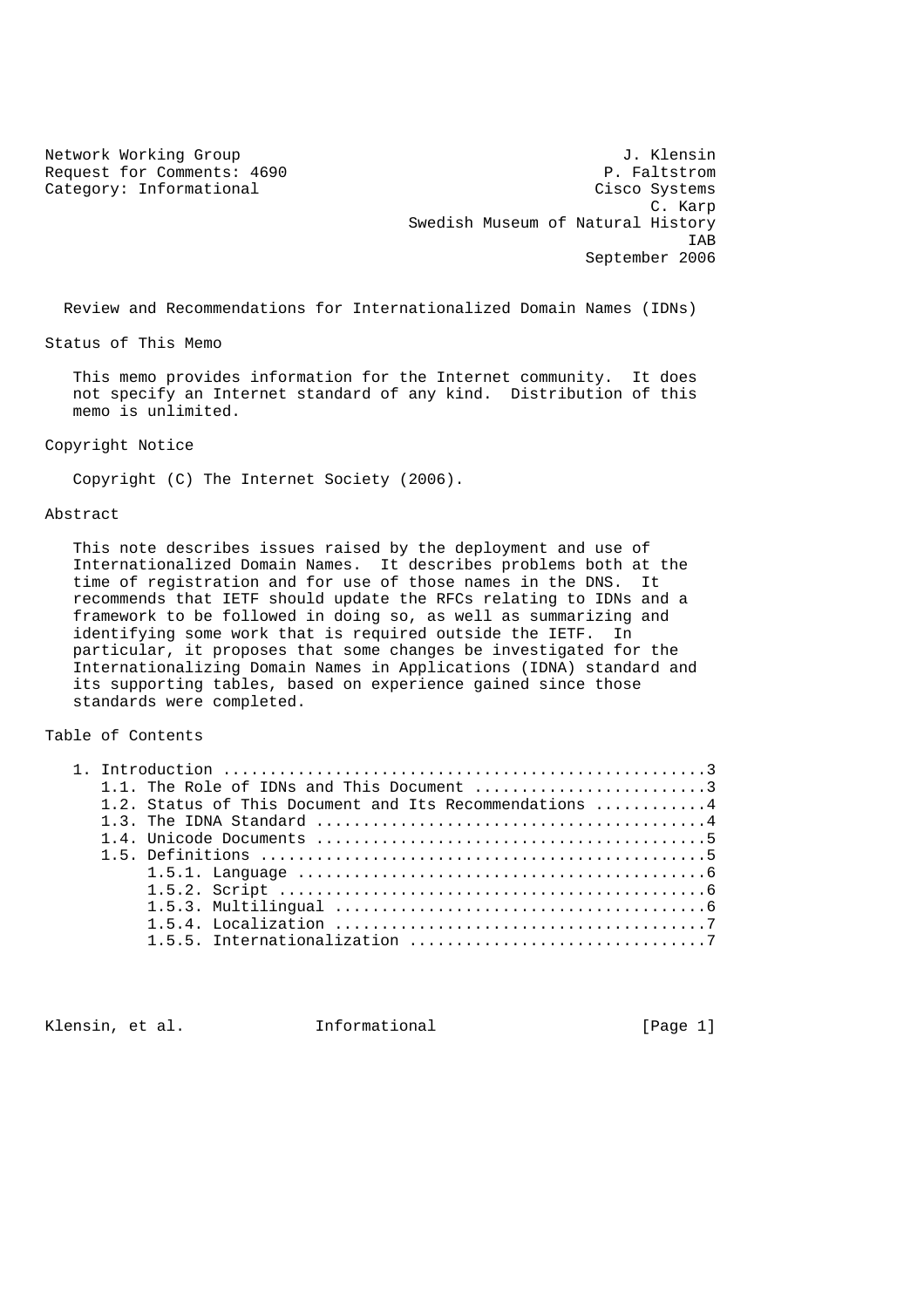Network Working Group J. Klensin
Request for Comments: 4690 P. Faltstrom
Category: Informational Cisco Systems
C. Karp
Swedish Museum of Natural History
IAB
September 2006

# Review and Recommendations for Internationalized Domain Names (IDNs)

## Status of This Memo

This memo provides information for the Internet community. It does not specify an Internet standard of any kind. Distribution of this memo is unlimited.

## Copyright Notice

Copyright (C) The Internet Society (2006).

## Abstract

This note describes issues raised by the deployment and use of Internationalized Domain Names. It describes problems both at the time of registration and for use of those names in the DNS. It recommends that IETF should update the RFCs relating to IDNs and a framework to be followed in doing so, as well as summarizing and identifying some work that is required outside the IETF. In particular, it proposes that some changes be investigated for the Internationalizing Domain Names in Applications (IDNA) standard and its supporting tables, based on experience gained since those standards were completed.

## Table of Contents

1. Introduction ...................................................3
   1.1. The Role of IDNs and This Document .........................3
   1.2. Status of This Document and Its Recommendations ............4
   1.3. The IDNA Standard ..........................................4
   1.4. Unicode Documents ..........................................5
   1.5. Definitions ................................................5
        1.5.1. Language ............................................6
        1.5.2. Script ..............................................6
        1.5.3. Multilingual ........................................6
        1.5.4. Localization ........................................7
        1.5.5. Internationalization ................................7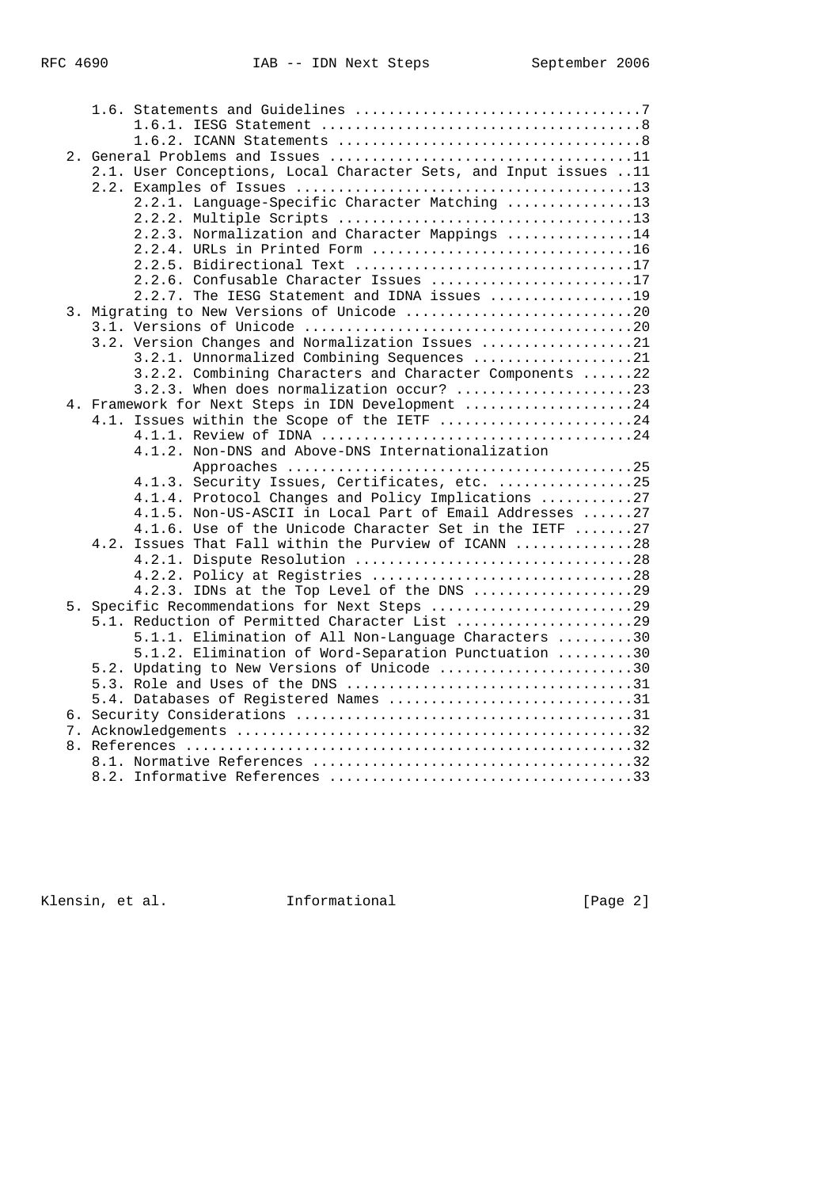```
      1.6. Statements and Guidelines ..................................7
           1.6.1. IESG Statement ......................................8
           1.6.2. ICANN Statements ....................................8
   2. General Problems and Issues ....................................11
      2.1. User Conceptions, Local Character Sets, and Input issues ..11
      2.2. Examples of Issues ........................................13
           2.2.1. Language-Specific Character Matching ...............13
           2.2.2. Multiple Scripts ...................................13
           2.2.3. Normalization and Character Mappings ...............14
           2.2.4. URLs in Printed Form ...............................16
           2.2.5. Bidirectional Text .................................17
           2.2.6. Confusable Character Issues ........................17
           2.2.7. The IESG Statement and IDNA issues .................19
   3. Migrating to New Versions of Unicode ...........................20
      3.1. Versions of Unicode .......................................20
      3.2. Version Changes and Normalization Issues ..................21
           3.2.1. Unnormalized Combining Sequences ...................21
           3.2.2. Combining Characters and Character Components ......22
           3.2.3. When does normalization occur? .....................23
   4. Framework for Next Steps in IDN Development ....................24
      4.1. Issues within the Scope of the IETF .......................24
           4.1.1. Review of IDNA .....................................24
           4.1.2. Non-DNS and Above-DNS Internationalization
                  Approaches .........................................25
           4.1.3. Security Issues, Certificates, etc. ................25
           4.1.4. Protocol Changes and Policy Implications ...........27
           4.1.5. Non-US-ASCII in Local Part of Email Addresses ......27
           4.1.6. Use of the Unicode Character Set in the IETF .......27
      4.2. Issues That Fall within the Purview of ICANN ..............28
           4.2.1. Dispute Resolution .................................28
           4.2.2. Policy at Registries ...............................28
           4.2.3. IDNs at the Top Level of the DNS ...................29
   5. Specific Recommendations for Next Steps ........................29
      5.1. Reduction of Permitted Character List .....................29
           5.1.1. Elimination of All Non-Language Characters .........30
           5.1.2. Elimination of Word-Separation Punctuation .........30
      5.2. Updating to New Versions of Unicode .......................30
      5.3. Role and Uses of the DNS ..................................31
      5.4. Databases of Registered Names .............................31
   6. Security Considerations ........................................31
   7. Acknowledgements ...............................................32
   8. References .....................................................32
      8.1. Normative References ......................................32
      8.2. Informative References ....................................33
```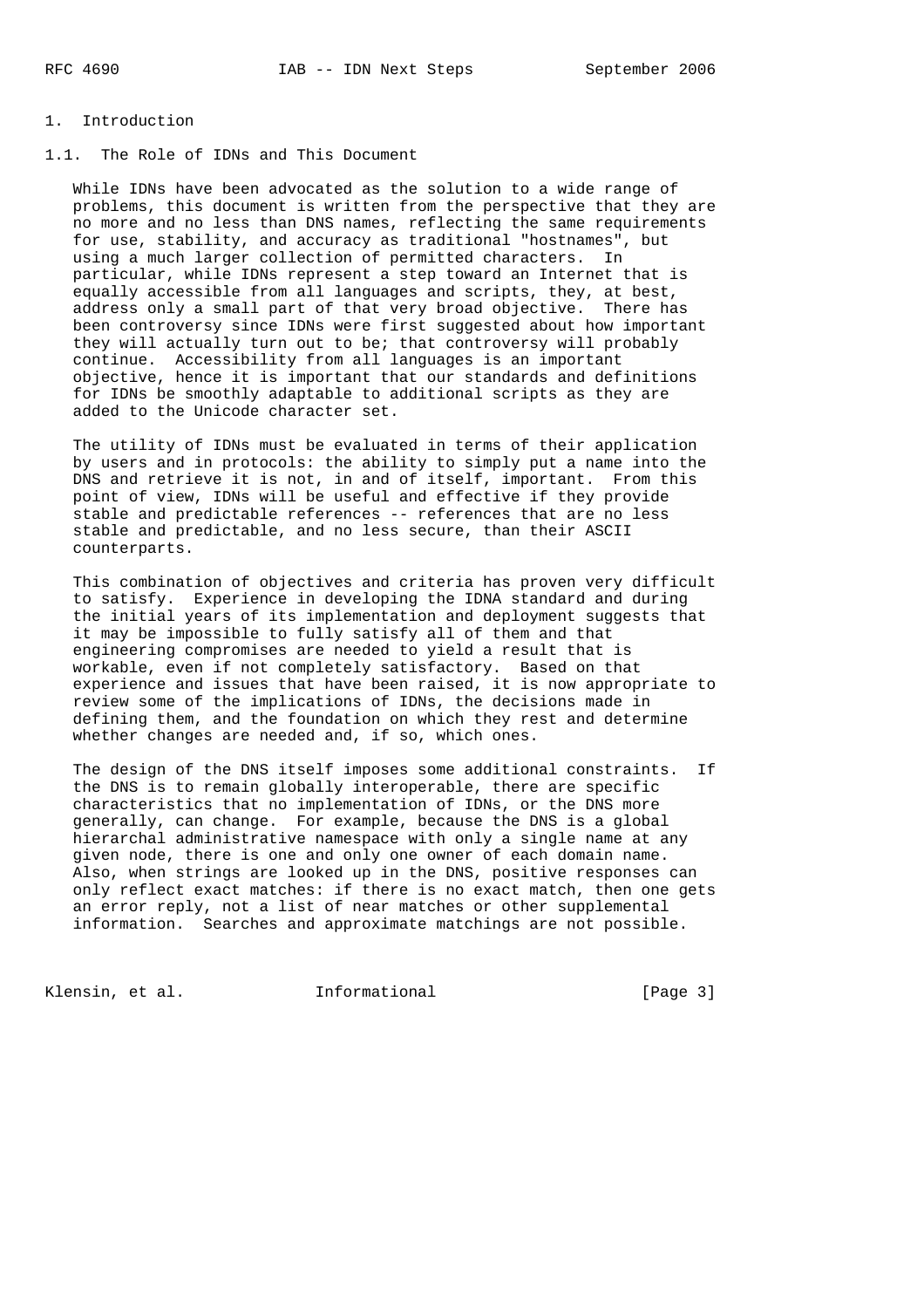# 1. Introduction

## 1.1. The Role of IDNs and This Document

While IDNs have been advocated as the solution to a wide range of problems, this document is written from the perspective that they are no more and no less than DNS names, reflecting the same requirements for use, stability, and accuracy as traditional "hostnames", but using a much larger collection of permitted characters. In particular, while IDNs represent a step toward an Internet that is equally accessible from all languages and scripts, they, at best, address only a small part of that very broad objective. There has been controversy since IDNs were first suggested about how important they will actually turn out to be; that controversy will probably continue. Accessibility from all languages is an important objective, hence it is important that our standards and definitions for IDNs be smoothly adaptable to additional scripts as they are added to the Unicode character set.

The utility of IDNs must be evaluated in terms of their application by users and in protocols: the ability to simply put a name into the DNS and retrieve it is not, in and of itself, important. From this point of view, IDNs will be useful and effective if they provide stable and predictable references -- references that are no less stable and predictable, and no less secure, than their ASCII counterparts.

This combination of objectives and criteria has proven very difficult to satisfy. Experience in developing the IDNA standard and during the initial years of its implementation and deployment suggests that it may be impossible to fully satisfy all of them and that engineering compromises are needed to yield a result that is workable, even if not completely satisfactory. Based on that experience and issues that have been raised, it is now appropriate to review some of the implications of IDNs, the decisions made in defining them, and the foundation on which they rest and determine whether changes are needed and, if so, which ones.

The design of the DNS itself imposes some additional constraints. If the DNS is to remain globally interoperable, there are specific characteristics that no implementation of IDNs, or the DNS more generally, can change. For example, because the DNS is a global hierarchal administrative namespace with only a single name at any given node, there is one and only one owner of each domain name. Also, when strings are looked up in the DNS, positive responses can only reflect exact matches: if there is no exact match, then one gets an error reply, not a list of near matches or other supplemental information. Searches and approximate matchings are not possible.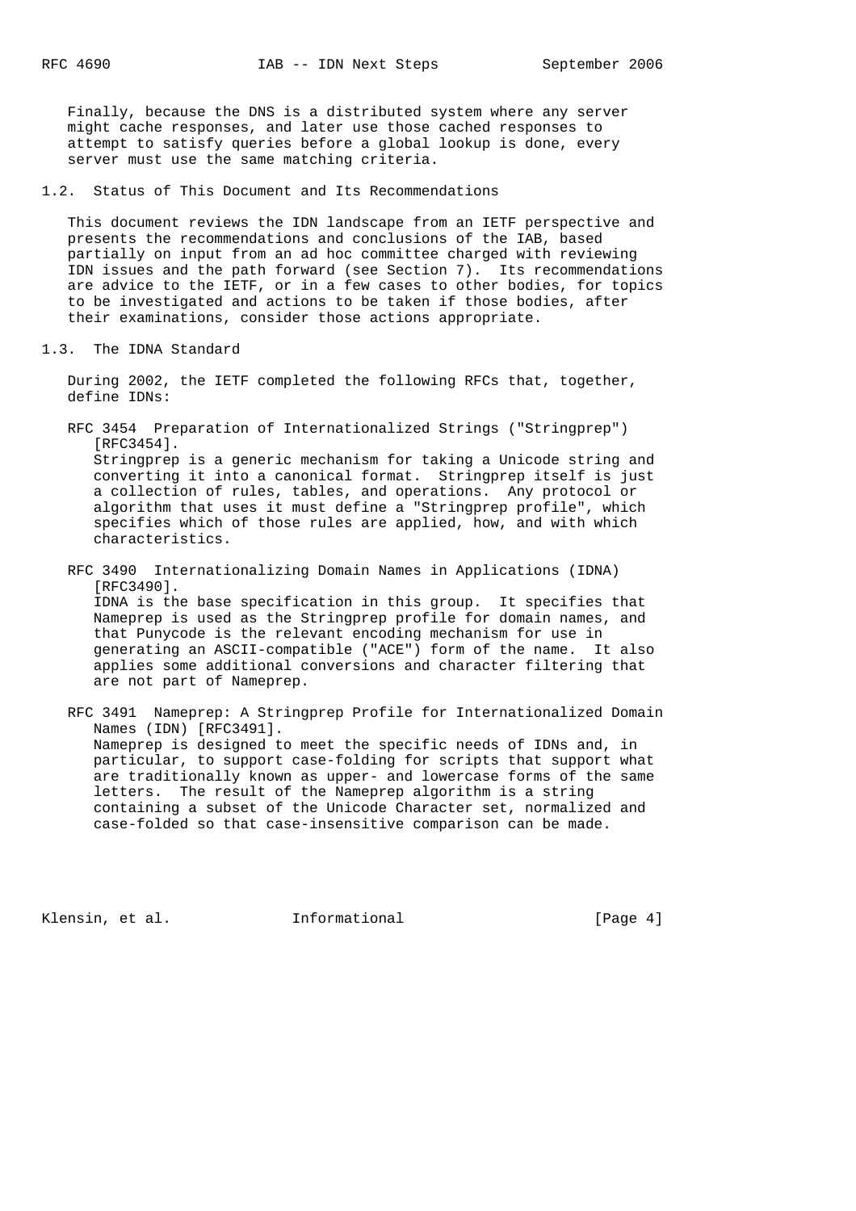Finally, because the DNS is a distributed system where any server might cache responses, and later use those cached responses to attempt to satisfy queries before a global lookup is done, every server must use the same matching criteria.

## 1.2. Status of This Document and Its Recommendations

This document reviews the IDN landscape from an IETF perspective and presents the recommendations and conclusions of the IAB, based partially on input from an ad hoc committee charged with reviewing IDN issues and the path forward (see Section 7). Its recommendations are advice to the IETF, or in a few cases to other bodies, for topics to be investigated and actions to be taken if those bodies, after their examinations, consider those actions appropriate.

## 1.3. The IDNA Standard

During 2002, the IETF completed the following RFCs that, together, define IDNs:

RFC 3454 Preparation of Internationalized Strings ("Stringprep") [RFC3454].
: Stringprep is a generic mechanism for taking a Unicode string and converting it into a canonical format. Stringprep itself is just a collection of rules, tables, and operations. Any protocol or algorithm that uses it must define a "Stringprep profile", which specifies which of those rules are applied, how, and with which characteristics.

RFC 3490 Internationalizing Domain Names in Applications (IDNA) [RFC3490].
: IDNA is the base specification in this group. It specifies that Nameprep is used as the Stringprep profile for domain names, and that Punycode is the relevant encoding mechanism for use in generating an ASCII-compatible ("ACE") form of the name. It also applies some additional conversions and character filtering that are not part of Nameprep.

RFC 3491 Nameprep: A Stringprep Profile for Internationalized Domain Names (IDN) [RFC3491].
: Nameprep is designed to meet the specific needs of IDNs and, in particular, to support case-folding for scripts that support what are traditionally known as upper- and lowercase forms of the same letters. The result of the Nameprep algorithm is a string containing a subset of the Unicode Character set, normalized and case-folded so that case-insensitive comparison can be made.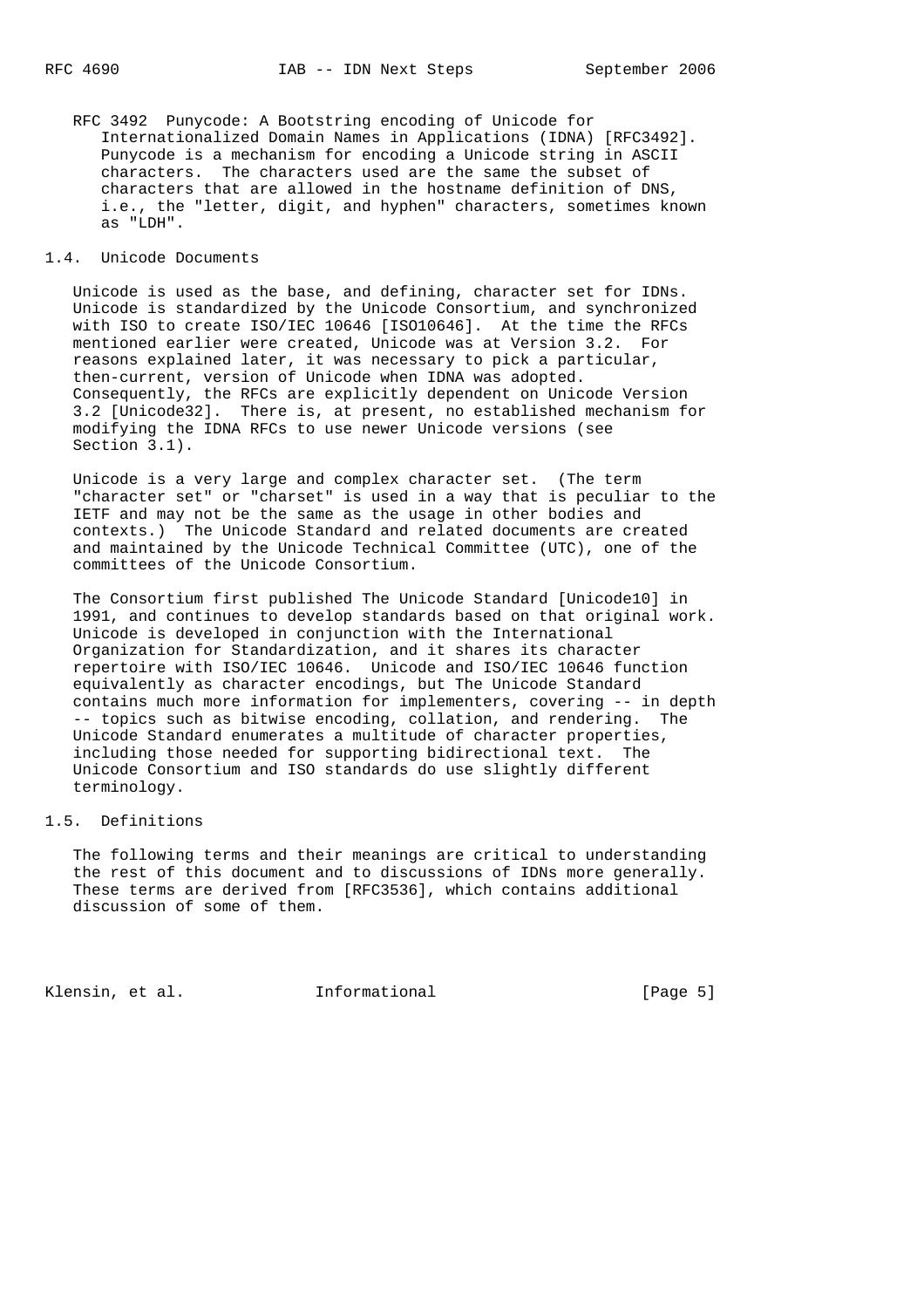RFC 3492 Punycode: A Bootstring encoding of Unicode for Internationalized Domain Names in Applications (IDNA) [RFC3492]. Punycode is a mechanism for encoding a Unicode string in ASCII characters. The characters used are the same the subset of characters that are allowed in the hostname definition of DNS, i.e., the "letter, digit, and hyphen" characters, sometimes known as "LDH".

## 1.4. Unicode Documents

Unicode is used as the base, and defining, character set for IDNs. Unicode is standardized by the Unicode Consortium, and synchronized with ISO to create ISO/IEC 10646 [ISO10646]. At the time the RFCs mentioned earlier were created, Unicode was at Version 3.2. For reasons explained later, it was necessary to pick a particular, then-current, version of Unicode when IDNA was adopted. Consequently, the RFCs are explicitly dependent on Unicode Version 3.2 [Unicode32]. There is, at present, no established mechanism for modifying the IDNA RFCs to use newer Unicode versions (see Section 3.1).

Unicode is a very large and complex character set. (The term "character set" or "charset" is used in a way that is peculiar to the IETF and may not be the same as the usage in other bodies and contexts.) The Unicode Standard and related documents are created and maintained by the Unicode Technical Committee (UTC), one of the committees of the Unicode Consortium.

The Consortium first published The Unicode Standard [Unicode10] in 1991, and continues to develop standards based on that original work. Unicode is developed in conjunction with the International Organization for Standardization, and it shares its character repertoire with ISO/IEC 10646. Unicode and ISO/IEC 10646 function equivalently as character encodings, but The Unicode Standard contains much more information for implementers, covering -- in depth -- topics such as bitwise encoding, collation, and rendering. The Unicode Standard enumerates a multitude of character properties, including those needed for supporting bidirectional text. The Unicode Consortium and ISO standards do use slightly different terminology.

## 1.5. Definitions

The following terms and their meanings are critical to understanding the rest of this document and to discussions of IDNs more generally. These terms are derived from [RFC3536], which contains additional discussion of some of them.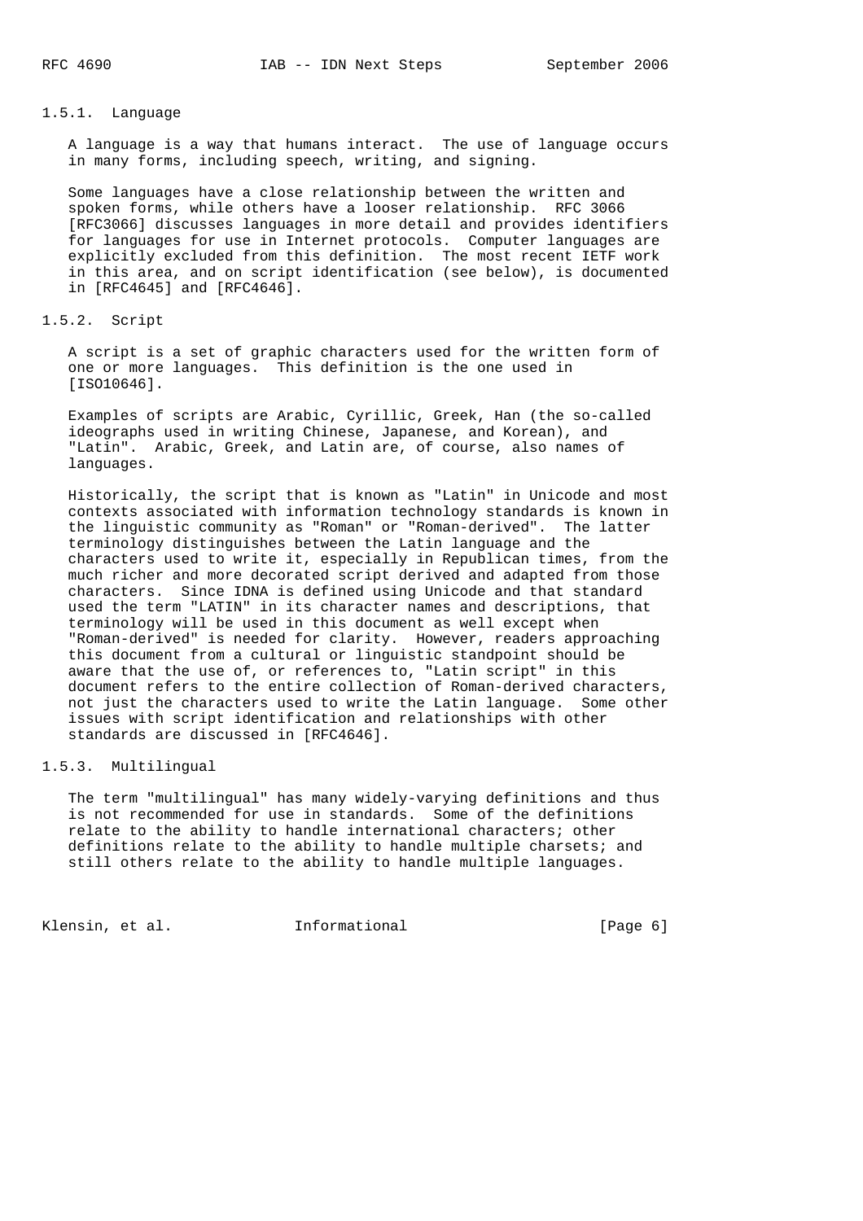### 1.5.1. Language

A language is a way that humans interact. The use of language occurs in many forms, including speech, writing, and signing.

Some languages have a close relationship between the written and spoken forms, while others have a looser relationship. RFC 3066 [RFC3066] discusses languages in more detail and provides identifiers for languages for use in Internet protocols. Computer languages are explicitly excluded from this definition. The most recent IETF work in this area, and on script identification (see below), is documented in [RFC4645] and [RFC4646].

### 1.5.2. Script

A script is a set of graphic characters used for the written form of one or more languages. This definition is the one used in [ISO10646].

Examples of scripts are Arabic, Cyrillic, Greek, Han (the so-called ideographs used in writing Chinese, Japanese, and Korean), and "Latin". Arabic, Greek, and Latin are, of course, also names of languages.

Historically, the script that is known as "Latin" in Unicode and most contexts associated with information technology standards is known in the linguistic community as "Roman" or "Roman-derived". The latter terminology distinguishes between the Latin language and the characters used to write it, especially in Republican times, from the much richer and more decorated script derived and adapted from those characters. Since IDNA is defined using Unicode and that standard used the term "LATIN" in its character names and descriptions, that terminology will be used in this document as well except when "Roman-derived" is needed for clarity. However, readers approaching this document from a cultural or linguistic standpoint should be aware that the use of, or references to, "Latin script" in this document refers to the entire collection of Roman-derived characters, not just the characters used to write the Latin language. Some other issues with script identification and relationships with other standards are discussed in [RFC4646].

### 1.5.3. Multilingual

The term "multilingual" has many widely-varying definitions and thus is not recommended for use in standards. Some of the definitions relate to the ability to handle international characters; other definitions relate to the ability to handle multiple charsets; and still others relate to the ability to handle multiple languages.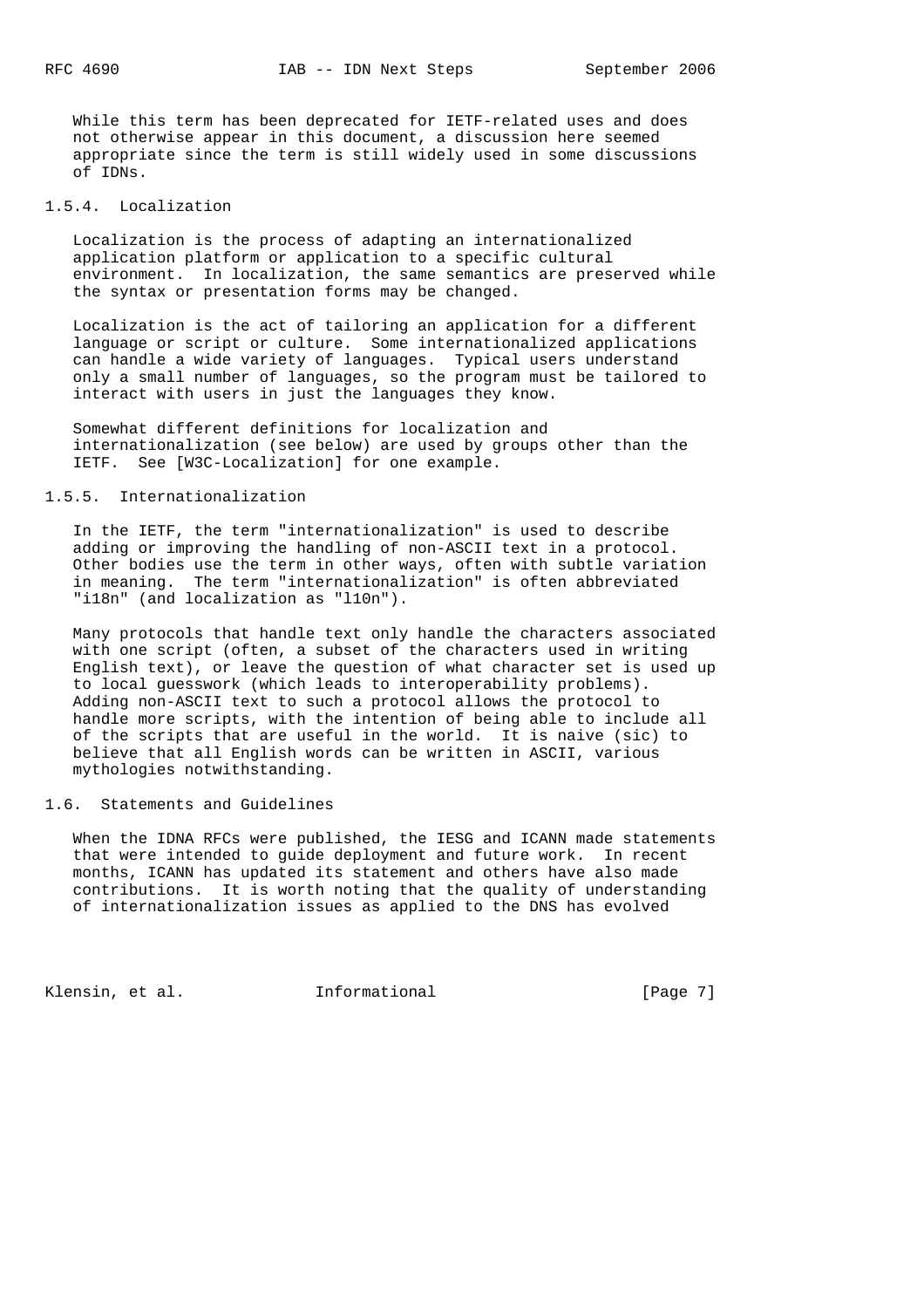While this term has been deprecated for IETF-related uses and does not otherwise appear in this document, a discussion here seemed appropriate since the term is still widely used in some discussions of IDNs.

### 1.5.4. Localization

Localization is the process of adapting an internationalized application platform or application to a specific cultural environment. In localization, the same semantics are preserved while the syntax or presentation forms may be changed.

Localization is the act of tailoring an application for a different language or script or culture. Some internationalized applications can handle a wide variety of languages. Typical users understand only a small number of languages, so the program must be tailored to interact with users in just the languages they know.

Somewhat different definitions for localization and internationalization (see below) are used by groups other than the IETF. See [W3C-Localization] for one example.

### 1.5.5. Internationalization

In the IETF, the term "internationalization" is used to describe adding or improving the handling of non-ASCII text in a protocol. Other bodies use the term in other ways, often with subtle variation in meaning. The term "internationalization" is often abbreviated "i18n" (and localization as "l10n").

Many protocols that handle text only handle the characters associated with one script (often, a subset of the characters used in writing English text), or leave the question of what character set is used up to local guesswork (which leads to interoperability problems). Adding non-ASCII text to such a protocol allows the protocol to handle more scripts, with the intention of being able to include all of the scripts that are useful in the world. It is naive (sic) to believe that all English words can be written in ASCII, various mythologies notwithstanding.

## 1.6. Statements and Guidelines

When the IDNA RFCs were published, the IESG and ICANN made statements that were intended to guide deployment and future work. In recent months, ICANN has updated its statement and others have also made contributions. It is worth noting that the quality of understanding of internationalization issues as applied to the DNS has evolved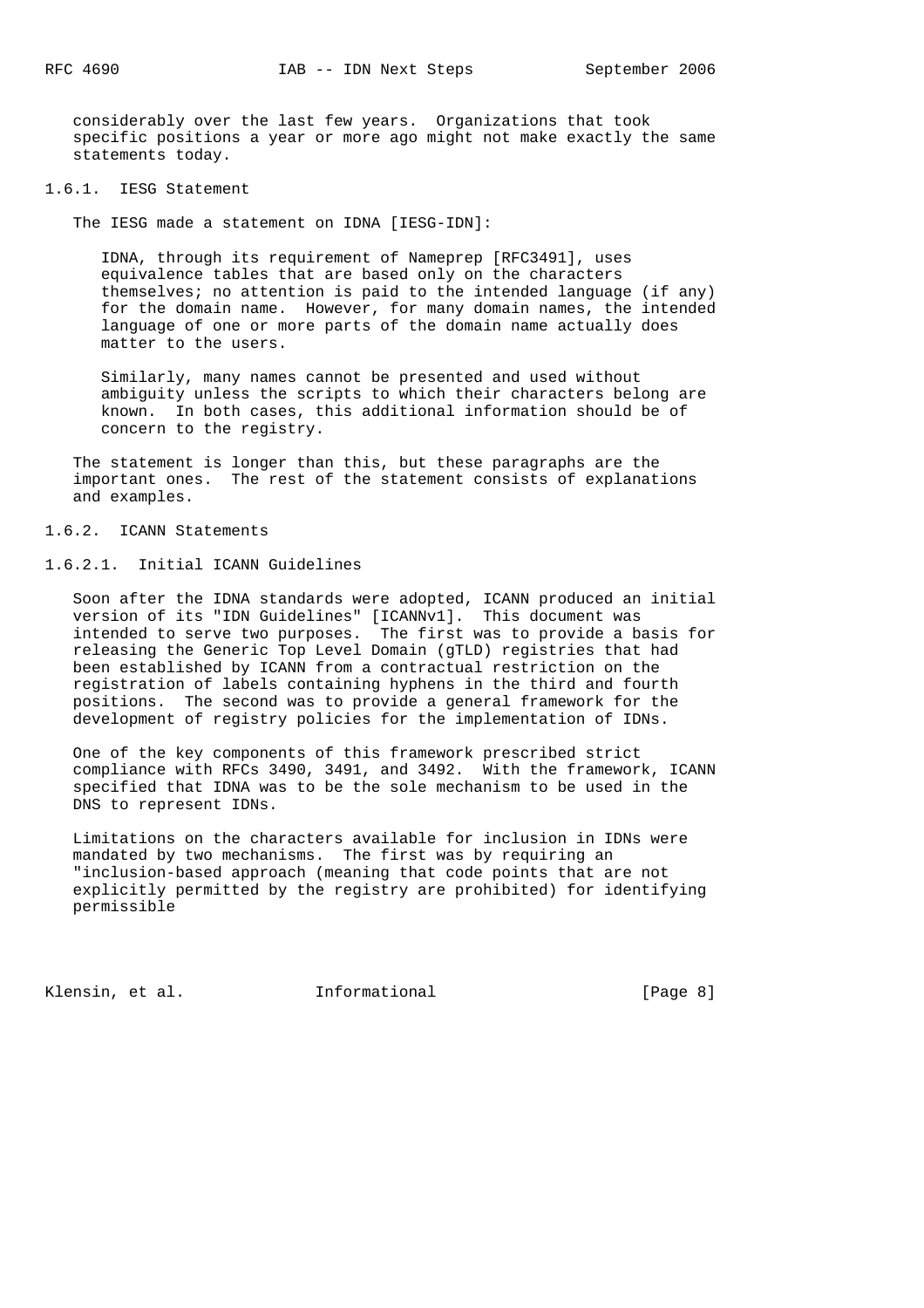considerably over the last few years. Organizations that took specific positions a year or more ago might not make exactly the same statements today.

### 1.6.1. IESG Statement

The IESG made a statement on IDNA [IESG-IDN]:

> IDNA, through its requirement of Nameprep [RFC3491], uses equivalence tables that are based only on the characters themselves; no attention is paid to the intended language (if any) for the domain name. However, for many domain names, the intended language of one or more parts of the domain name actually does matter to the users.
>
> Similarly, many names cannot be presented and used without ambiguity unless the scripts to which their characters belong are known. In both cases, this additional information should be of concern to the registry.

The statement is longer than this, but these paragraphs are the important ones. The rest of the statement consists of explanations and examples.

### 1.6.2. ICANN Statements

#### 1.6.2.1. Initial ICANN Guidelines

Soon after the IDNA standards were adopted, ICANN produced an initial version of its "IDN Guidelines" [ICANNv1]. This document was intended to serve two purposes. The first was to provide a basis for releasing the Generic Top Level Domain (gTLD) registries that had been established by ICANN from a contractual restriction on the registration of labels containing hyphens in the third and fourth positions. The second was to provide a general framework for the development of registry policies for the implementation of IDNs.

One of the key components of this framework prescribed strict compliance with RFCs 3490, 3491, and 3492. With the framework, ICANN specified that IDNA was to be the sole mechanism to be used in the DNS to represent IDNs.

Limitations on the characters available for inclusion in IDNs were mandated by two mechanisms. The first was by requiring an "inclusion-based approach (meaning that code points that are not explicitly permitted by the registry are prohibited) for identifying permissible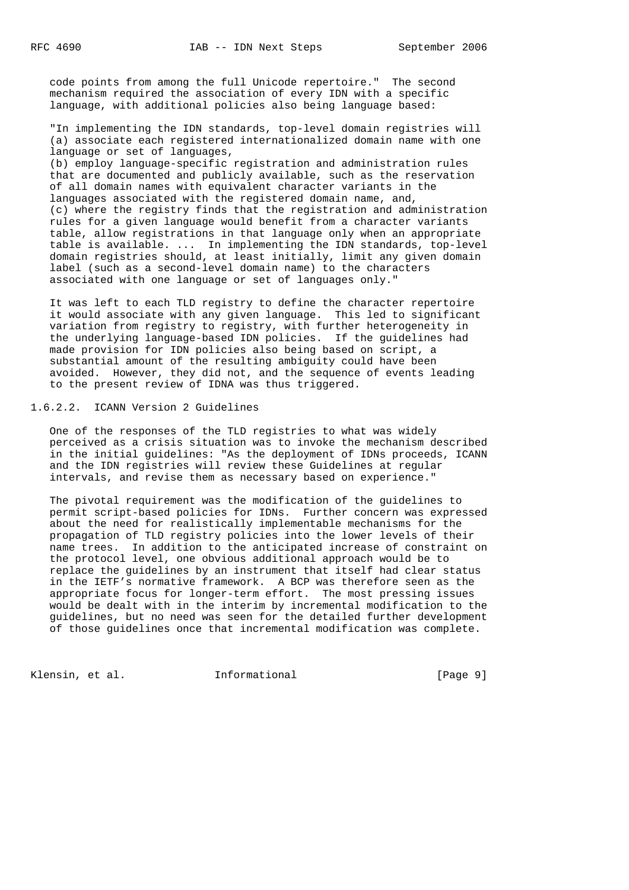code points from among the full Unicode repertoire." The second mechanism required the association of every IDN with a specific language, with additional policies also being language based:

"In implementing the IDN standards, top-level domain registries will (a) associate each registered internationalized domain name with one language or set of languages,
(b) employ language-specific registration and administration rules that are documented and publicly available, such as the reservation of all domain names with equivalent character variants in the languages associated with the registered domain name, and,
(c) where the registry finds that the registration and administration rules for a given language would benefit from a character variants table, allow registrations in that language only when an appropriate table is available. ... In implementing the IDN standards, top-level domain registries should, at least initially, limit any given domain label (such as a second-level domain name) to the characters associated with one language or set of languages only."

It was left to each TLD registry to define the character repertoire it would associate with any given language. This led to significant variation from registry to registry, with further heterogeneity in the underlying language-based IDN policies. If the guidelines had made provision for IDN policies also being based on script, a substantial amount of the resulting ambiguity could have been avoided. However, they did not, and the sequence of events leading to the present review of IDNA was thus triggered.

#### 1.6.2.2. ICANN Version 2 Guidelines

One of the responses of the TLD registries to what was widely perceived as a crisis situation was to invoke the mechanism described in the initial guidelines: "As the deployment of IDNs proceeds, ICANN and the IDN registries will review these Guidelines at regular intervals, and revise them as necessary based on experience."

The pivotal requirement was the modification of the guidelines to permit script-based policies for IDNs. Further concern was expressed about the need for realistically implementable mechanisms for the propagation of TLD registry policies into the lower levels of their name trees. In addition to the anticipated increase of constraint on the protocol level, one obvious additional approach would be to replace the guidelines by an instrument that itself had clear status in the IETF's normative framework. A BCP was therefore seen as the appropriate focus for longer-term effort. The most pressing issues would be dealt with in the interim by incremental modification to the guidelines, but no need was seen for the detailed further development of those guidelines once that incremental modification was complete.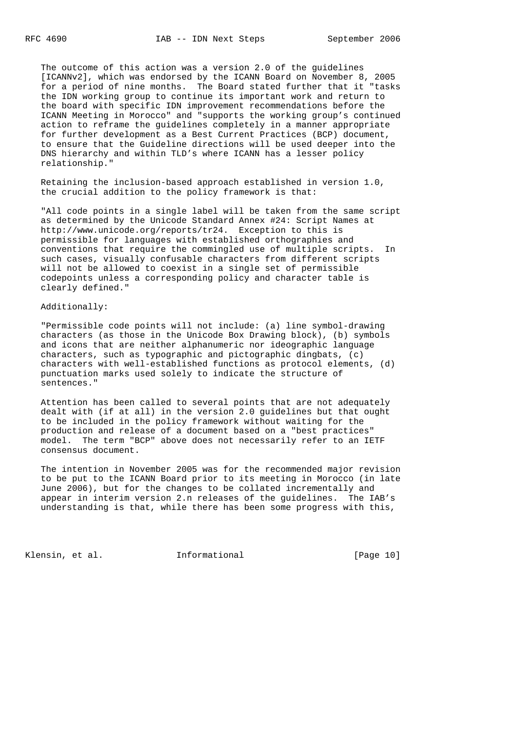The outcome of this action was a version 2.0 of the guidelines [ICANNv2], which was endorsed by the ICANN Board on November 8, 2005 for a period of nine months. The Board stated further that it "tasks the IDN working group to continue its important work and return to the board with specific IDN improvement recommendations before the ICANN Meeting in Morocco" and "supports the working group's continued action to reframe the guidelines completely in a manner appropriate for further development as a Best Current Practices (BCP) document, to ensure that the Guideline directions will be used deeper into the DNS hierarchy and within TLD's where ICANN has a lesser policy relationship."

Retaining the inclusion-based approach established in version 1.0, the crucial addition to the policy framework is that:

"All code points in a single label will be taken from the same script as determined by the Unicode Standard Annex #24: Script Names at http://www.unicode.org/reports/tr24. Exception to this is permissible for languages with established orthographies and conventions that require the commingled use of multiple scripts. In such cases, visually confusable characters from different scripts will not be allowed to coexist in a single set of permissible codepoints unless a corresponding policy and character table is clearly defined."

Additionally:

"Permissible code points will not include: (a) line symbol-drawing characters (as those in the Unicode Box Drawing block), (b) symbols and icons that are neither alphanumeric nor ideographic language characters, such as typographic and pictographic dingbats, (c) characters with well-established functions as protocol elements, (d) punctuation marks used solely to indicate the structure of sentences."

Attention has been called to several points that are not adequately dealt with (if at all) in the version 2.0 guidelines but that ought to be included in the policy framework without waiting for the production and release of a document based on a "best practices" model. The term "BCP" above does not necessarily refer to an IETF consensus document.

The intention in November 2005 was for the recommended major revision to be put to the ICANN Board prior to its meeting in Morocco (in late June 2006), but for the changes to be collated incrementally and appear in interim version 2.n releases of the guidelines. The IAB's understanding is that, while there has been some progress with this,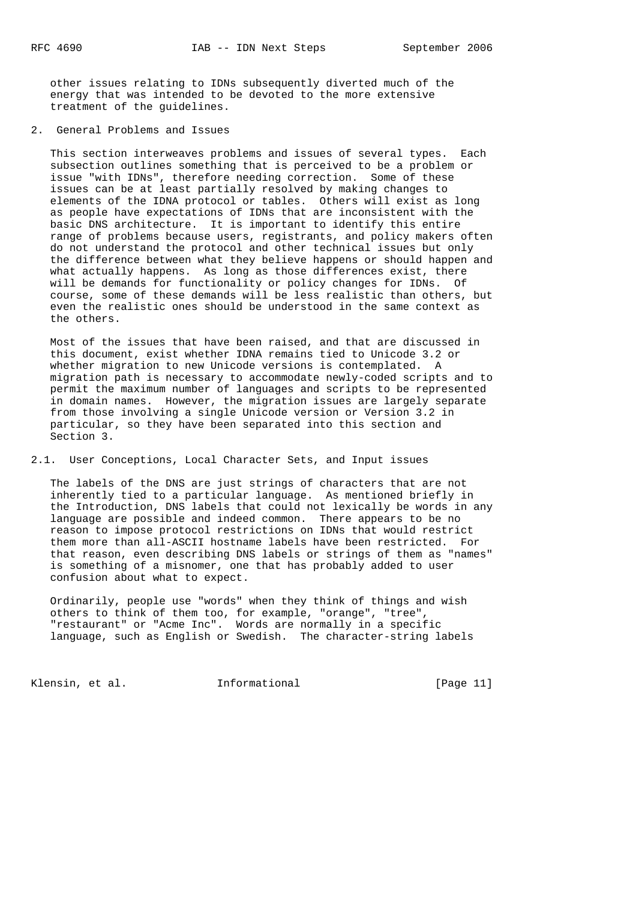other issues relating to IDNs subsequently diverted much of the energy that was intended to be devoted to the more extensive treatment of the guidelines.

## 2. General Problems and Issues

This section interweaves problems and issues of several types. Each subsection outlines something that is perceived to be a problem or issue "with IDNs", therefore needing correction. Some of these issues can be at least partially resolved by making changes to elements of the IDNA protocol or tables. Others will exist as long as people have expectations of IDNs that are inconsistent with the basic DNS architecture. It is important to identify this entire range of problems because users, registrants, and policy makers often do not understand the protocol and other technical issues but only the difference between what they believe happens or should happen and what actually happens. As long as those differences exist, there will be demands for functionality or policy changes for IDNs. Of course, some of these demands will be less realistic than others, but even the realistic ones should be understood in the same context as the others.

Most of the issues that have been raised, and that are discussed in this document, exist whether IDNA remains tied to Unicode 3.2 or whether migration to new Unicode versions is contemplated. A migration path is necessary to accommodate newly-coded scripts and to permit the maximum number of languages and scripts to be represented in domain names. However, the migration issues are largely separate from those involving a single Unicode version or Version 3.2 in particular, so they have been separated into this section and Section 3.

### 2.1. User Conceptions, Local Character Sets, and Input issues

The labels of the DNS are just strings of characters that are not inherently tied to a particular language. As mentioned briefly in the Introduction, DNS labels that could not lexically be words in any language are possible and indeed common. There appears to be no reason to impose protocol restrictions on IDNs that would restrict them more than all-ASCII hostname labels have been restricted. For that reason, even describing DNS labels or strings of them as "names" is something of a misnomer, one that has probably added to user confusion about what to expect.

Ordinarily, people use "words" when they think of things and wish others to think of them too, for example, "orange", "tree", "restaurant" or "Acme Inc". Words are normally in a specific language, such as English or Swedish. The character-string labels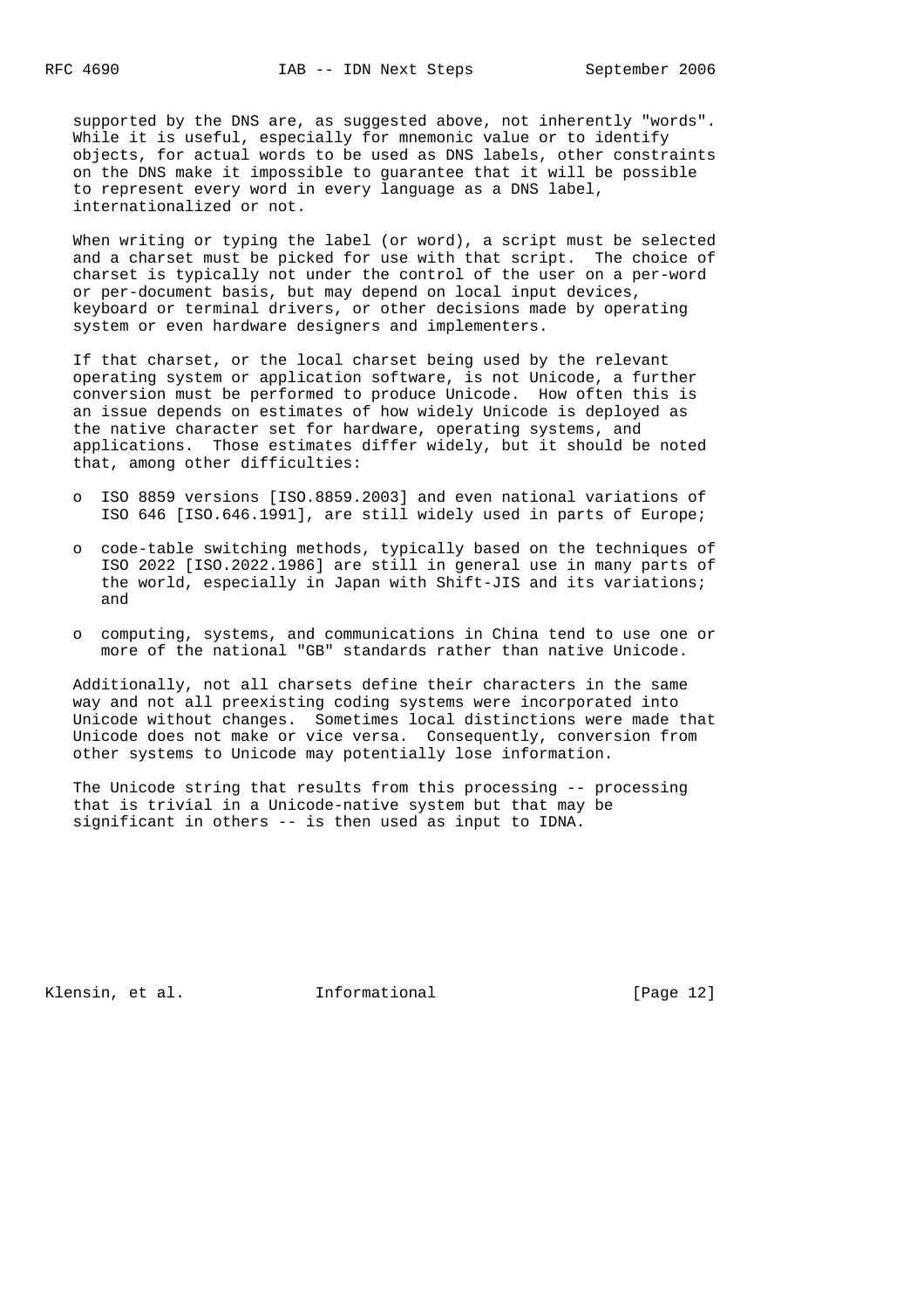supported by the DNS are, as suggested above, not inherently "words". While it is useful, especially for mnemonic value or to identify objects, for actual words to be used as DNS labels, other constraints on the DNS make it impossible to guarantee that it will be possible to represent every word in every language as a DNS label, internationalized or not.

When writing or typing the label (or word), a script must be selected and a charset must be picked for use with that script. The choice of charset is typically not under the control of the user on a per-word or per-document basis, but may depend on local input devices, keyboard or terminal drivers, or other decisions made by operating system or even hardware designers and implementers.

If that charset, or the local charset being used by the relevant operating system or application software, is not Unicode, a further conversion must be performed to produce Unicode. How often this is an issue depends on estimates of how widely Unicode is deployed as the native character set for hardware, operating systems, and applications. Those estimates differ widely, but it should be noted that, among other difficulties:

- ISO 8859 versions [ISO.8859.2003] and even national variations of ISO 646 [ISO.646.1991], are still widely used in parts of Europe;

- code-table switching methods, typically based on the techniques of ISO 2022 [ISO.2022.1986] are still in general use in many parts of the world, especially in Japan with Shift-JIS and its variations; and

- computing, systems, and communications in China tend to use one or more of the national "GB" standards rather than native Unicode.

Additionally, not all charsets define their characters in the same way and not all preexisting coding systems were incorporated into Unicode without changes. Sometimes local distinctions were made that Unicode does not make or vice versa. Consequently, conversion from other systems to Unicode may potentially lose information.

The Unicode string that results from this processing -- processing that is trivial in a Unicode-native system but that may be significant in others -- is then used as input to IDNA.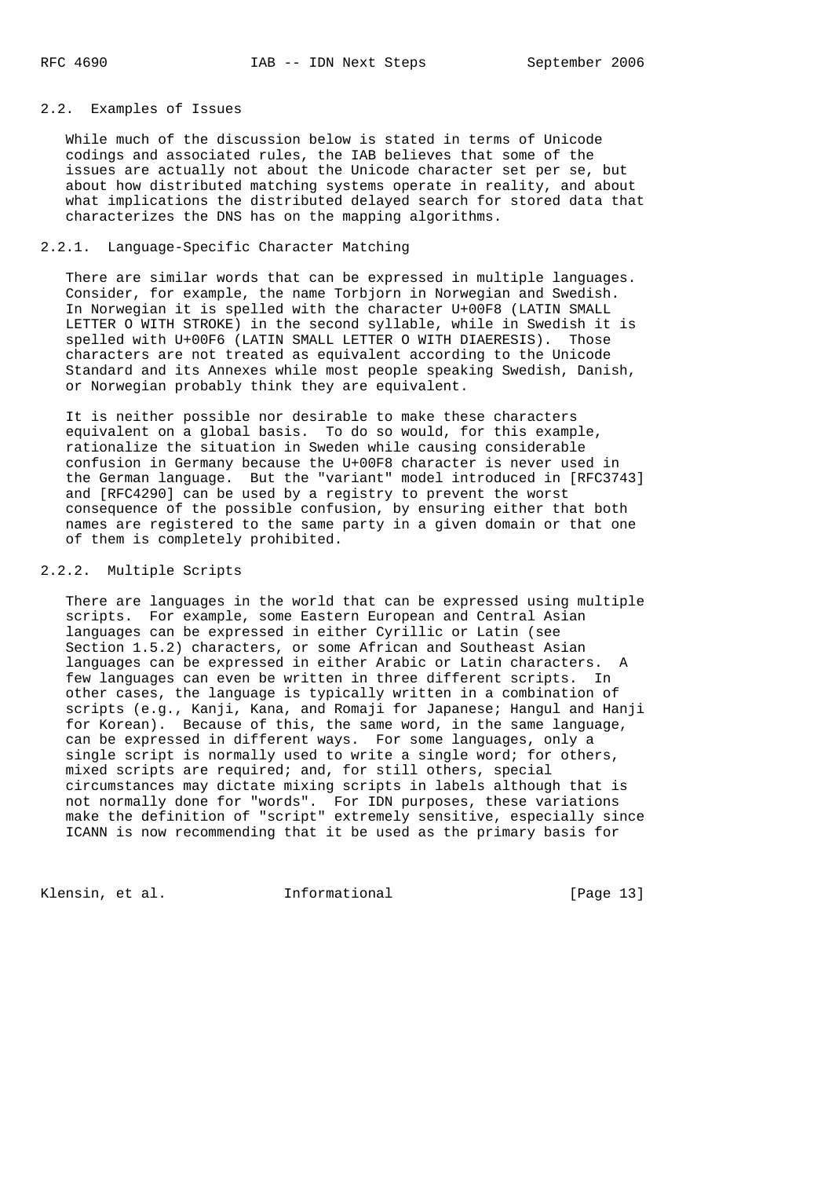### 2.2. Examples of Issues

While much of the discussion below is stated in terms of Unicode codings and associated rules, the IAB believes that some of the issues are actually not about the Unicode character set per se, but about how distributed matching systems operate in reality, and about what implications the distributed delayed search for stored data that characterizes the DNS has on the mapping algorithms.

#### 2.2.1. Language-Specific Character Matching

There are similar words that can be expressed in multiple languages. Consider, for example, the name Torbjorn in Norwegian and Swedish. In Norwegian it is spelled with the character U+00F8 (LATIN SMALL LETTER O WITH STROKE) in the second syllable, while in Swedish it is spelled with U+00F6 (LATIN SMALL LETTER O WITH DIAERESIS). Those characters are not treated as equivalent according to the Unicode Standard and its Annexes while most people speaking Swedish, Danish, or Norwegian probably think they are equivalent.

It is neither possible nor desirable to make these characters equivalent on a global basis. To do so would, for this example, rationalize the situation in Sweden while causing considerable confusion in Germany because the U+00F8 character is never used in the German language. But the "variant" model introduced in [RFC3743] and [RFC4290] can be used by a registry to prevent the worst consequence of the possible confusion, by ensuring either that both names are registered to the same party in a given domain or that one of them is completely prohibited.

#### 2.2.2. Multiple Scripts

There are languages in the world that can be expressed using multiple scripts. For example, some Eastern European and Central Asian languages can be expressed in either Cyrillic or Latin (see Section 1.5.2) characters, or some African and Southeast Asian languages can be expressed in either Arabic or Latin characters. A few languages can even be written in three different scripts. In other cases, the language is typically written in a combination of scripts (e.g., Kanji, Kana, and Romaji for Japanese; Hangul and Hanji for Korean). Because of this, the same word, in the same language, can be expressed in different ways. For some languages, only a single script is normally used to write a single word; for others, mixed scripts are required; and, for still others, special circumstances may dictate mixing scripts in labels although that is not normally done for "words". For IDN purposes, these variations make the definition of "script" extremely sensitive, especially since ICANN is now recommending that it be used as the primary basis for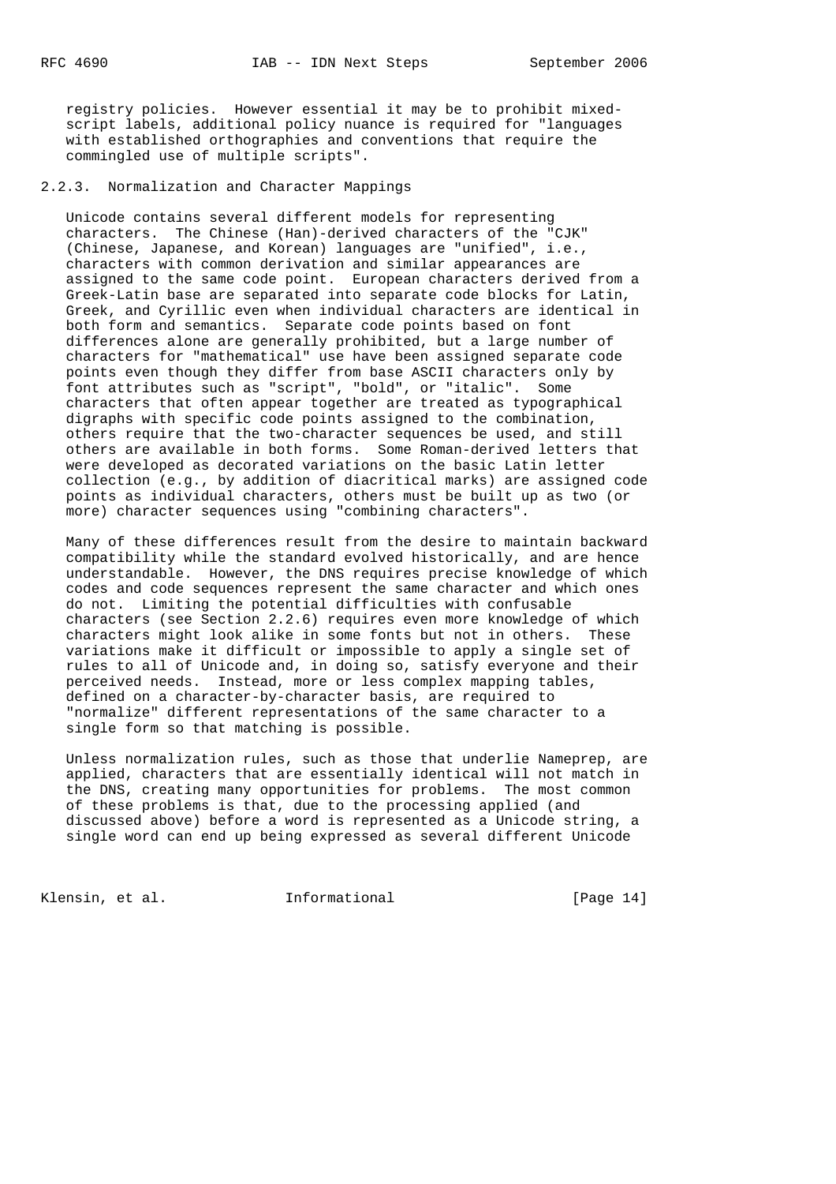registry policies. However essential it may be to prohibit mixed-script labels, additional policy nuance is required for "languages with established orthographies and conventions that require the commingled use of multiple scripts".

### 2.2.3. Normalization and Character Mappings

Unicode contains several different models for representing characters. The Chinese (Han)-derived characters of the "CJK" (Chinese, Japanese, and Korean) languages are "unified", i.e., characters with common derivation and similar appearances are assigned to the same code point. European characters derived from a Greek-Latin base are separated into separate code blocks for Latin, Greek, and Cyrillic even when individual characters are identical in both form and semantics. Separate code points based on font differences alone are generally prohibited, but a large number of characters for "mathematical" use have been assigned separate code points even though they differ from base ASCII characters only by font attributes such as "script", "bold", or "italic". Some characters that often appear together are treated as typographical digraphs with specific code points assigned to the combination, others require that the two-character sequences be used, and still others are available in both forms. Some Roman-derived letters that were developed as decorated variations on the basic Latin letter collection (e.g., by addition of diacritical marks) are assigned code points as individual characters, others must be built up as two (or more) character sequences using "combining characters".

Many of these differences result from the desire to maintain backward compatibility while the standard evolved historically, and are hence understandable. However, the DNS requires precise knowledge of which codes and code sequences represent the same character and which ones do not. Limiting the potential difficulties with confusable characters (see Section 2.2.6) requires even more knowledge of which characters might look alike in some fonts but not in others. These variations make it difficult or impossible to apply a single set of rules to all of Unicode and, in doing so, satisfy everyone and their perceived needs. Instead, more or less complex mapping tables, defined on a character-by-character basis, are required to "normalize" different representations of the same character to a single form so that matching is possible.

Unless normalization rules, such as those that underlie Nameprep, are applied, characters that are essentially identical will not match in the DNS, creating many opportunities for problems. The most common of these problems is that, due to the processing applied (and discussed above) before a word is represented as a Unicode string, a single word can end up being expressed as several different Unicode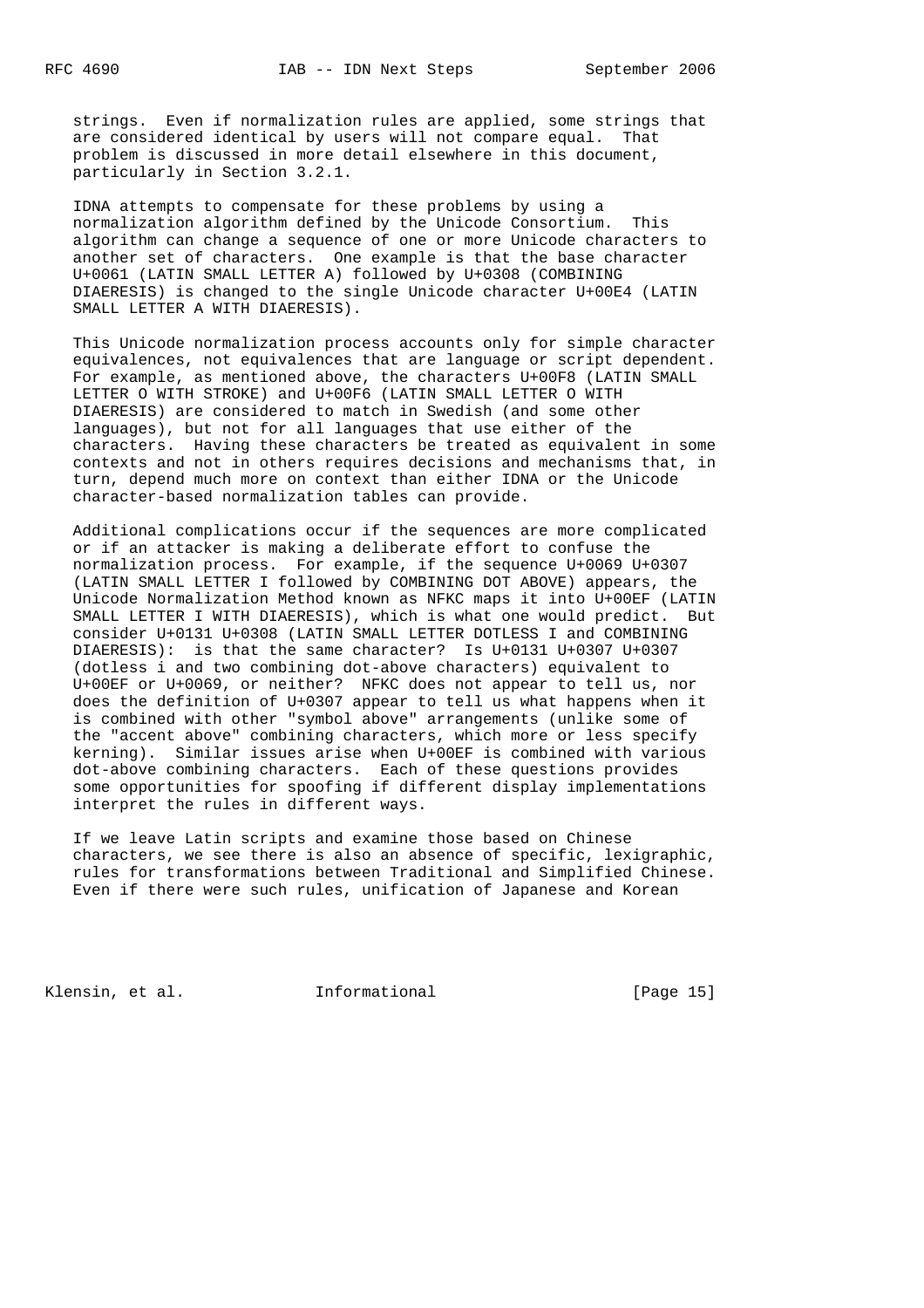strings. Even if normalization rules are applied, some strings that are considered identical by users will not compare equal. That problem is discussed in more detail elsewhere in this document, particularly in Section 3.2.1.

IDNA attempts to compensate for these problems by using a normalization algorithm defined by the Unicode Consortium. This algorithm can change a sequence of one or more Unicode characters to another set of characters. One example is that the base character U+0061 (LATIN SMALL LETTER A) followed by U+0308 (COMBINING DIAERESIS) is changed to the single Unicode character U+00E4 (LATIN SMALL LETTER A WITH DIAERESIS).

This Unicode normalization process accounts only for simple character equivalences, not equivalences that are language or script dependent. For example, as mentioned above, the characters U+00F8 (LATIN SMALL LETTER O WITH STROKE) and U+00F6 (LATIN SMALL LETTER O WITH DIAERESIS) are considered to match in Swedish (and some other languages), but not for all languages that use either of the characters. Having these characters be treated as equivalent in some contexts and not in others requires decisions and mechanisms that, in turn, depend much more on context than either IDNA or the Unicode character-based normalization tables can provide.

Additional complications occur if the sequences are more complicated or if an attacker is making a deliberate effort to confuse the normalization process. For example, if the sequence U+0069 U+0307 (LATIN SMALL LETTER I followed by COMBINING DOT ABOVE) appears, the Unicode Normalization Method known as NFKC maps it into U+00EF (LATIN SMALL LETTER I WITH DIAERESIS), which is what one would predict. But consider U+0131 U+0308 (LATIN SMALL LETTER DOTLESS I and COMBINING DIAERESIS): is that the same character? Is U+0131 U+0307 U+0307 (dotless i and two combining dot-above characters) equivalent to U+00EF or U+0069, or neither? NFKC does not appear to tell us, nor does the definition of U+0307 appear to tell us what happens when it is combined with other "symbol above" arrangements (unlike some of the "accent above" combining characters, which more or less specify kerning). Similar issues arise when U+00EF is combined with various dot-above combining characters. Each of these questions provides some opportunities for spoofing if different display implementations interpret the rules in different ways.

If we leave Latin scripts and examine those based on Chinese characters, we see there is also an absence of specific, lexigraphic, rules for transformations between Traditional and Simplified Chinese. Even if there were such rules, unification of Japanese and Korean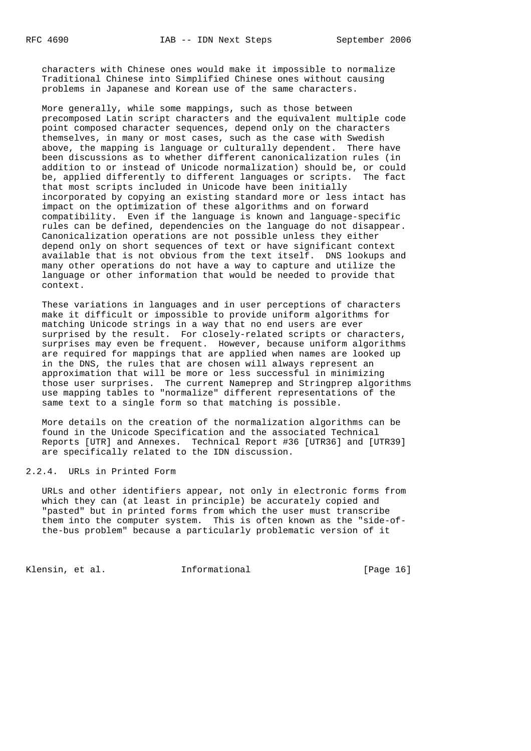characters with Chinese ones would make it impossible to normalize Traditional Chinese into Simplified Chinese ones without causing problems in Japanese and Korean use of the same characters.

More generally, while some mappings, such as those between precomposed Latin script characters and the equivalent multiple code point composed character sequences, depend only on the characters themselves, in many or most cases, such as the case with Swedish above, the mapping is language or culturally dependent. There have been discussions as to whether different canonicalization rules (in addition to or instead of Unicode normalization) should be, or could be, applied differently to different languages or scripts. The fact that most scripts included in Unicode have been initially incorporated by copying an existing standard more or less intact has impact on the optimization of these algorithms and on forward compatibility. Even if the language is known and language-specific rules can be defined, dependencies on the language do not disappear. Canonicalization operations are not possible unless they either depend only on short sequences of text or have significant context available that is not obvious from the text itself. DNS lookups and many other operations do not have a way to capture and utilize the language or other information that would be needed to provide that context.

These variations in languages and in user perceptions of characters make it difficult or impossible to provide uniform algorithms for matching Unicode strings in a way that no end users are ever surprised by the result. For closely-related scripts or characters, surprises may even be frequent. However, because uniform algorithms are required for mappings that are applied when names are looked up in the DNS, the rules that are chosen will always represent an approximation that will be more or less successful in minimizing those user surprises. The current Nameprep and Stringprep algorithms use mapping tables to "normalize" different representations of the same text to a single form so that matching is possible.

More details on the creation of the normalization algorithms can be found in the Unicode Specification and the associated Technical Reports [UTR] and Annexes. Technical Report #36 [UTR36] and [UTR39] are specifically related to the IDN discussion.

### 2.2.4. URLs in Printed Form

URLs and other identifiers appear, not only in electronic forms from which they can (at least in principle) be accurately copied and "pasted" but in printed forms from which the user must transcribe them into the computer system. This is often known as the "side-of-the-bus problem" because a particularly problematic version of it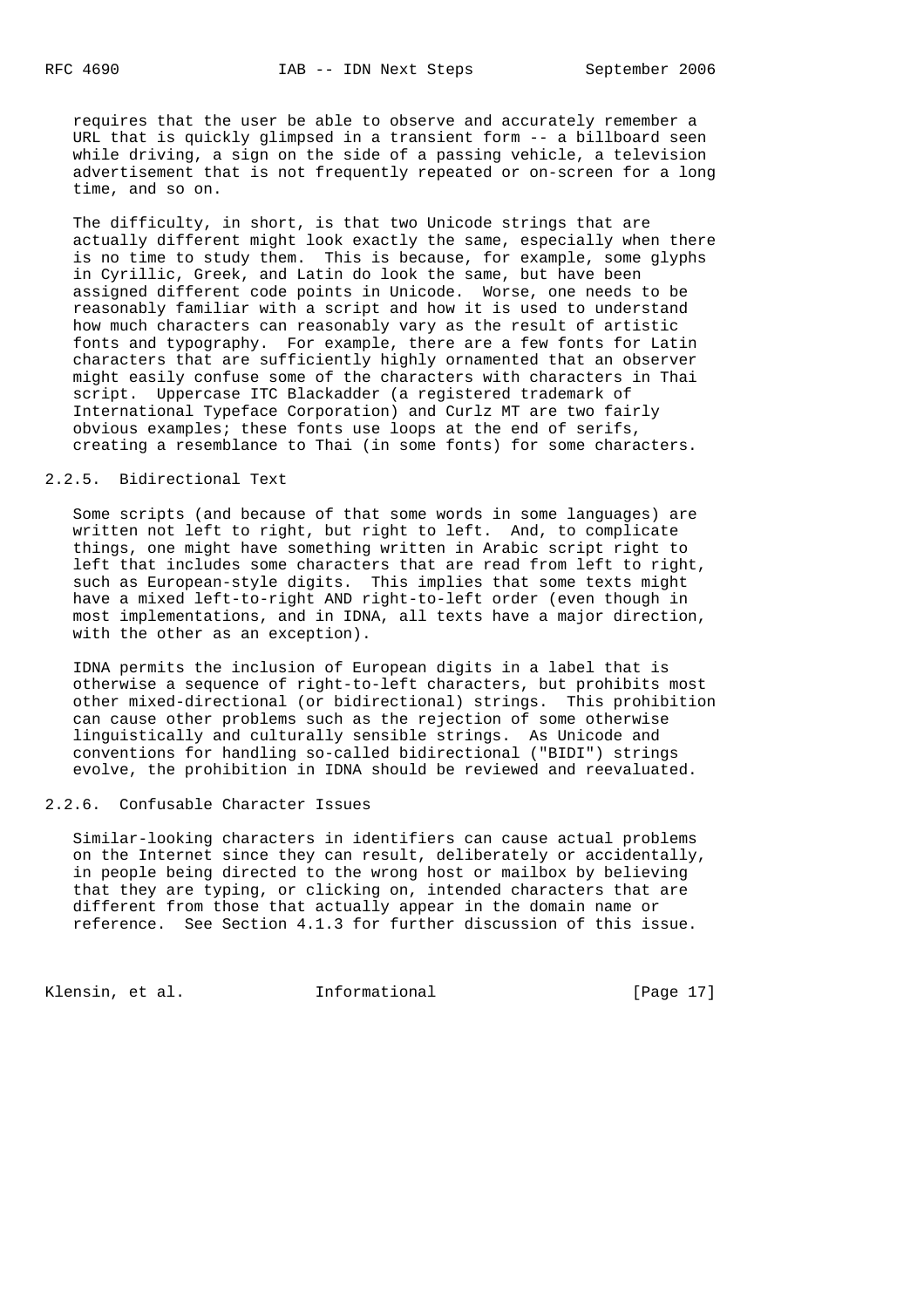requires that the user be able to observe and accurately remember a URL that is quickly glimpsed in a transient form -- a billboard seen while driving, a sign on the side of a passing vehicle, a television advertisement that is not frequently repeated or on-screen for a long time, and so on.

The difficulty, in short, is that two Unicode strings that are actually different might look exactly the same, especially when there is no time to study them. This is because, for example, some glyphs in Cyrillic, Greek, and Latin do look the same, but have been assigned different code points in Unicode. Worse, one needs to be reasonably familiar with a script and how it is used to understand how much characters can reasonably vary as the result of artistic fonts and typography. For example, there are a few fonts for Latin characters that are sufficiently highly ornamented that an observer might easily confuse some of the characters with characters in Thai script. Uppercase ITC Blackadder (a registered trademark of International Typeface Corporation) and Curlz MT are two fairly obvious examples; these fonts use loops at the end of serifs, creating a resemblance to Thai (in some fonts) for some characters.

### 2.2.5. Bidirectional Text

Some scripts (and because of that some words in some languages) are written not left to right, but right to left. And, to complicate things, one might have something written in Arabic script right to left that includes some characters that are read from left to right, such as European-style digits. This implies that some texts might have a mixed left-to-right AND right-to-left order (even though in most implementations, and in IDNA, all texts have a major direction, with the other as an exception).

IDNA permits the inclusion of European digits in a label that is otherwise a sequence of right-to-left characters, but prohibits most other mixed-directional (or bidirectional) strings. This prohibition can cause other problems such as the rejection of some otherwise linguistically and culturally sensible strings. As Unicode and conventions for handling so-called bidirectional ("BIDI") strings evolve, the prohibition in IDNA should be reviewed and reevaluated.

### 2.2.6. Confusable Character Issues

Similar-looking characters in identifiers can cause actual problems on the Internet since they can result, deliberately or accidentally, in people being directed to the wrong host or mailbox by believing that they are typing, or clicking on, intended characters that are different from those that actually appear in the domain name or reference. See Section 4.1.3 for further discussion of this issue.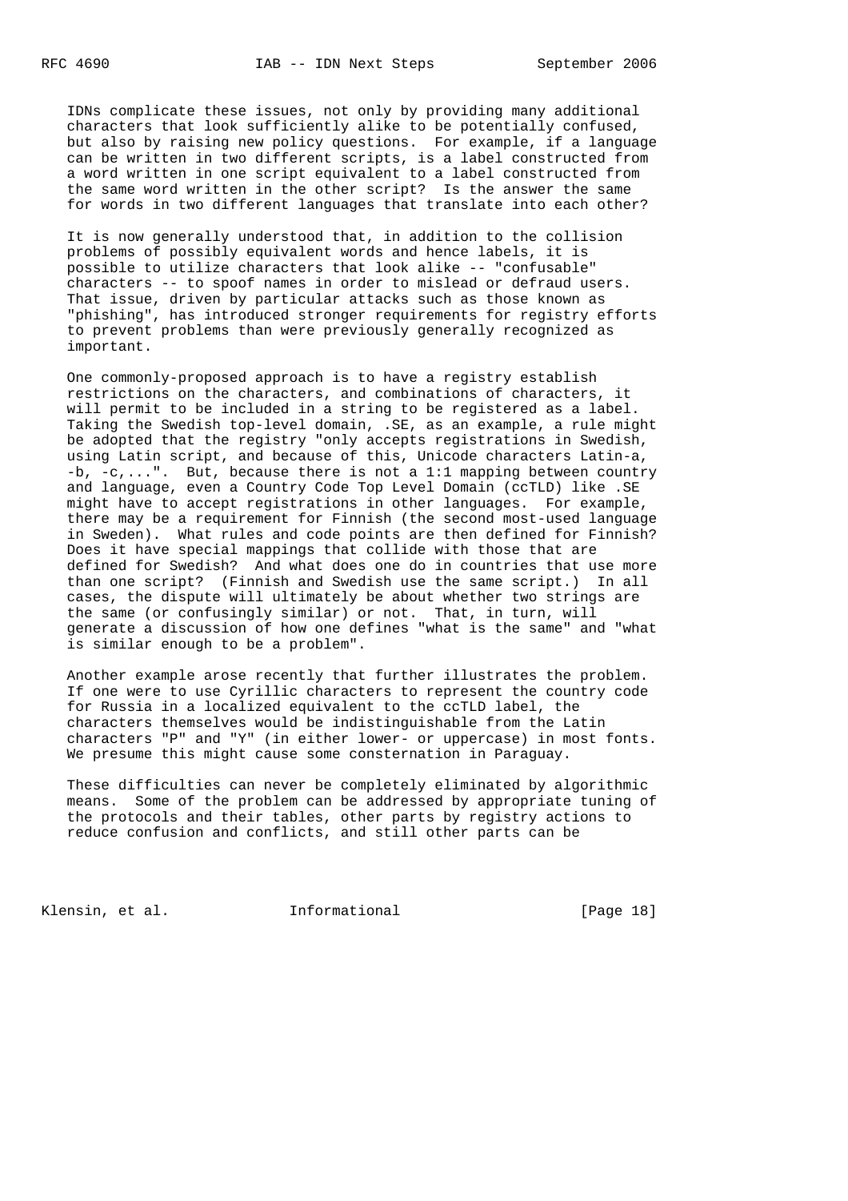IDNs complicate these issues, not only by providing many additional characters that look sufficiently alike to be potentially confused, but also by raising new policy questions. For example, if a language can be written in two different scripts, is a label constructed from a word written in one script equivalent to a label constructed from the same word written in the other script? Is the answer the same for words in two different languages that translate into each other?

It is now generally understood that, in addition to the collision problems of possibly equivalent words and hence labels, it is possible to utilize characters that look alike -- "confusable" characters -- to spoof names in order to mislead or defraud users. That issue, driven by particular attacks such as those known as "phishing", has introduced stronger requirements for registry efforts to prevent problems than were previously generally recognized as important.

One commonly-proposed approach is to have a registry establish restrictions on the characters, and combinations of characters, it will permit to be included in a string to be registered as a label. Taking the Swedish top-level domain, .SE, as an example, a rule might be adopted that the registry "only accepts registrations in Swedish, using Latin script, and because of this, Unicode characters Latin-a, -b, -c,...". But, because there is not a 1:1 mapping between country and language, even a Country Code Top Level Domain (ccTLD) like .SE might have to accept registrations in other languages. For example, there may be a requirement for Finnish (the second most-used language in Sweden). What rules and code points are then defined for Finnish? Does it have special mappings that collide with those that are defined for Swedish? And what does one do in countries that use more than one script? (Finnish and Swedish use the same script.) In all cases, the dispute will ultimately be about whether two strings are the same (or confusingly similar) or not. That, in turn, will generate a discussion of how one defines "what is the same" and "what is similar enough to be a problem".

Another example arose recently that further illustrates the problem. If one were to use Cyrillic characters to represent the country code for Russia in a localized equivalent to the ccTLD label, the characters themselves would be indistinguishable from the Latin characters "P" and "Y" (in either lower- or uppercase) in most fonts. We presume this might cause some consternation in Paraguay.

These difficulties can never be completely eliminated by algorithmic means. Some of the problem can be addressed by appropriate tuning of the protocols and their tables, other parts by registry actions to reduce confusion and conflicts, and still other parts can be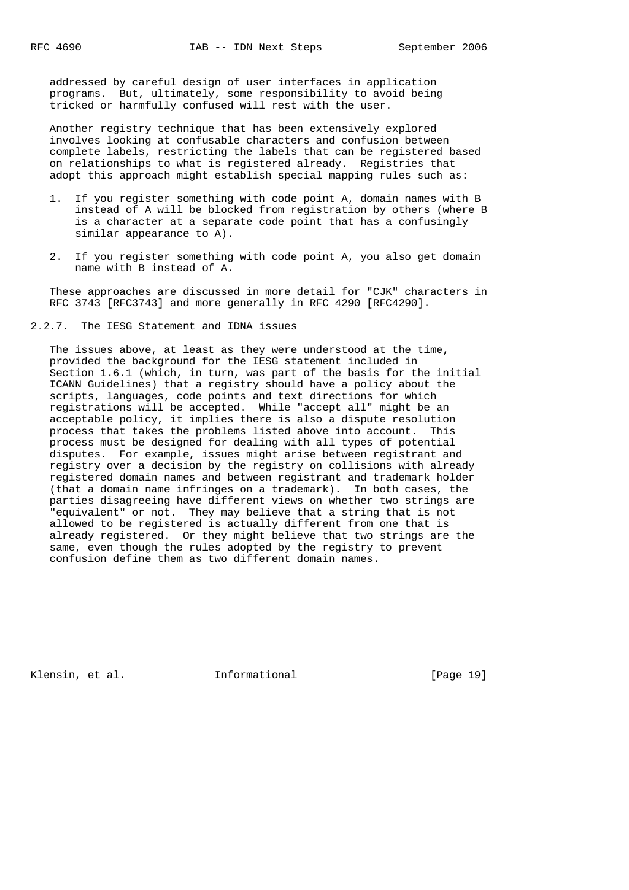addressed by careful design of user interfaces in application programs. But, ultimately, some responsibility to avoid being tricked or harmfully confused will rest with the user.

Another registry technique that has been extensively explored involves looking at confusable characters and confusion between complete labels, restricting the labels that can be registered based on relationships to what is registered already. Registries that adopt this approach might establish special mapping rules such as:

1. If you register something with code point A, domain names with B instead of A will be blocked from registration by others (where B is a character at a separate code point that has a confusingly similar appearance to A).

2. If you register something with code point A, you also get domain name with B instead of A.

These approaches are discussed in more detail for "CJK" characters in RFC 3743 [RFC3743] and more generally in RFC 4290 [RFC4290].

### 2.2.7. The IESG Statement and IDNA issues

The issues above, at least as they were understood at the time, provided the background for the IESG statement included in Section 1.6.1 (which, in turn, was part of the basis for the initial ICANN Guidelines) that a registry should have a policy about the scripts, languages, code points and text directions for which registrations will be accepted. While "accept all" might be an acceptable policy, it implies there is also a dispute resolution process that takes the problems listed above into account. This process must be designed for dealing with all types of potential disputes. For example, issues might arise between registrant and registry over a decision by the registry on collisions with already registered domain names and between registrant and trademark holder (that a domain name infringes on a trademark). In both cases, the parties disagreeing have different views on whether two strings are "equivalent" or not. They may believe that a string that is not allowed to be registered is actually different from one that is already registered. Or they might believe that two strings are the same, even though the rules adopted by the registry to prevent confusion define them as two different domain names.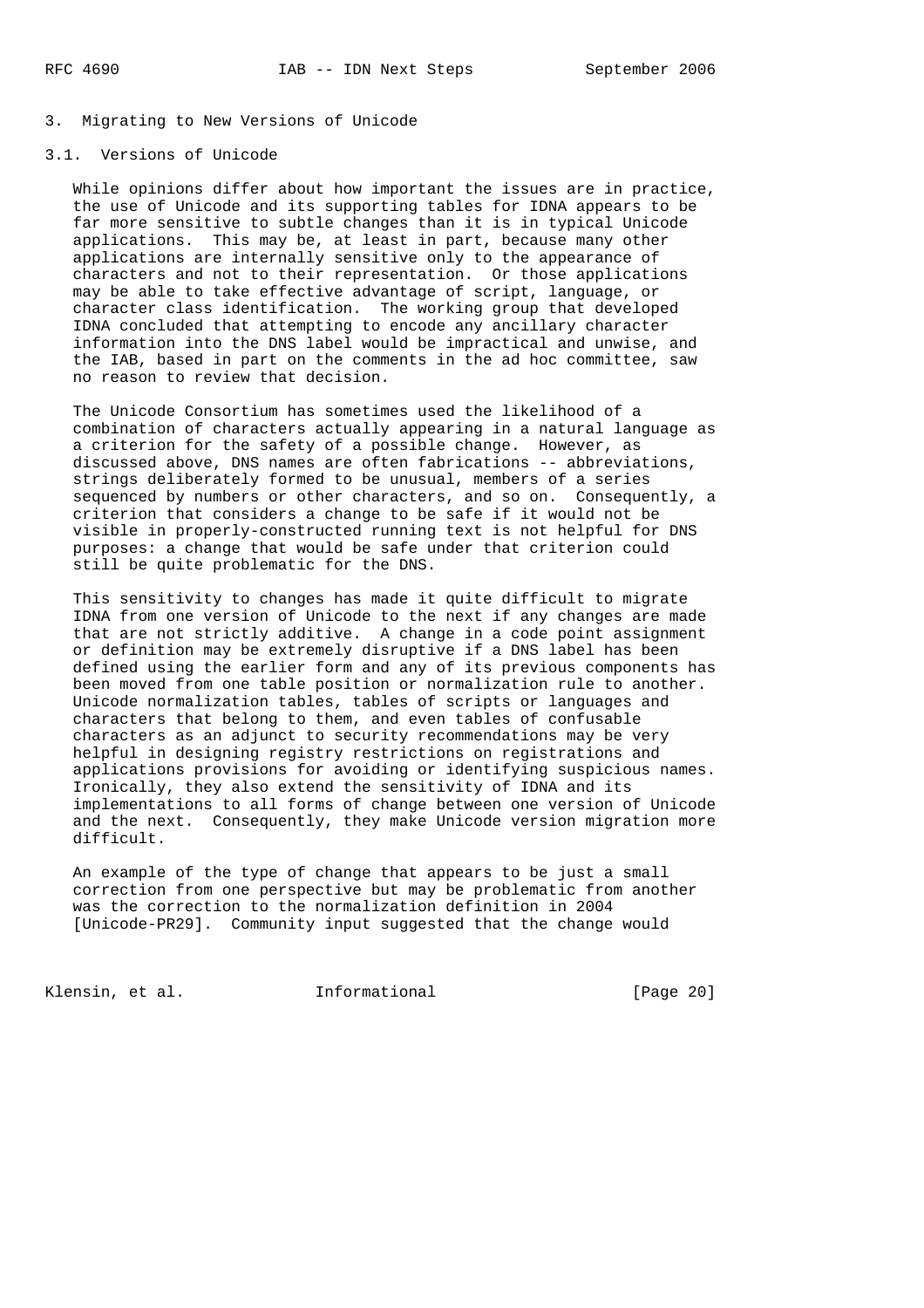## 3. Migrating to New Versions of Unicode

### 3.1. Versions of Unicode

While opinions differ about how important the issues are in practice, the use of Unicode and its supporting tables for IDNA appears to be far more sensitive to subtle changes than it is in typical Unicode applications. This may be, at least in part, because many other applications are internally sensitive only to the appearance of characters and not to their representation. Or those applications may be able to take effective advantage of script, language, or character class identification. The working group that developed IDNA concluded that attempting to encode any ancillary character information into the DNS label would be impractical and unwise, and the IAB, based in part on the comments in the ad hoc committee, saw no reason to review that decision.

The Unicode Consortium has sometimes used the likelihood of a combination of characters actually appearing in a natural language as a criterion for the safety of a possible change. However, as discussed above, DNS names are often fabrications -- abbreviations, strings deliberately formed to be unusual, members of a series sequenced by numbers or other characters, and so on. Consequently, a criterion that considers a change to be safe if it would not be visible in properly-constructed running text is not helpful for DNS purposes: a change that would be safe under that criterion could still be quite problematic for the DNS.

This sensitivity to changes has made it quite difficult to migrate IDNA from one version of Unicode to the next if any changes are made that are not strictly additive. A change in a code point assignment or definition may be extremely disruptive if a DNS label has been defined using the earlier form and any of its previous components has been moved from one table position or normalization rule to another. Unicode normalization tables, tables of scripts or languages and characters that belong to them, and even tables of confusable characters as an adjunct to security recommendations may be very helpful in designing registry restrictions on registrations and applications provisions for avoiding or identifying suspicious names. Ironically, they also extend the sensitivity of IDNA and its implementations to all forms of change between one version of Unicode and the next. Consequently, they make Unicode version migration more difficult.

An example of the type of change that appears to be just a small correction from one perspective but may be problematic from another was the correction to the normalization definition in 2004 [Unicode-PR29]. Community input suggested that the change would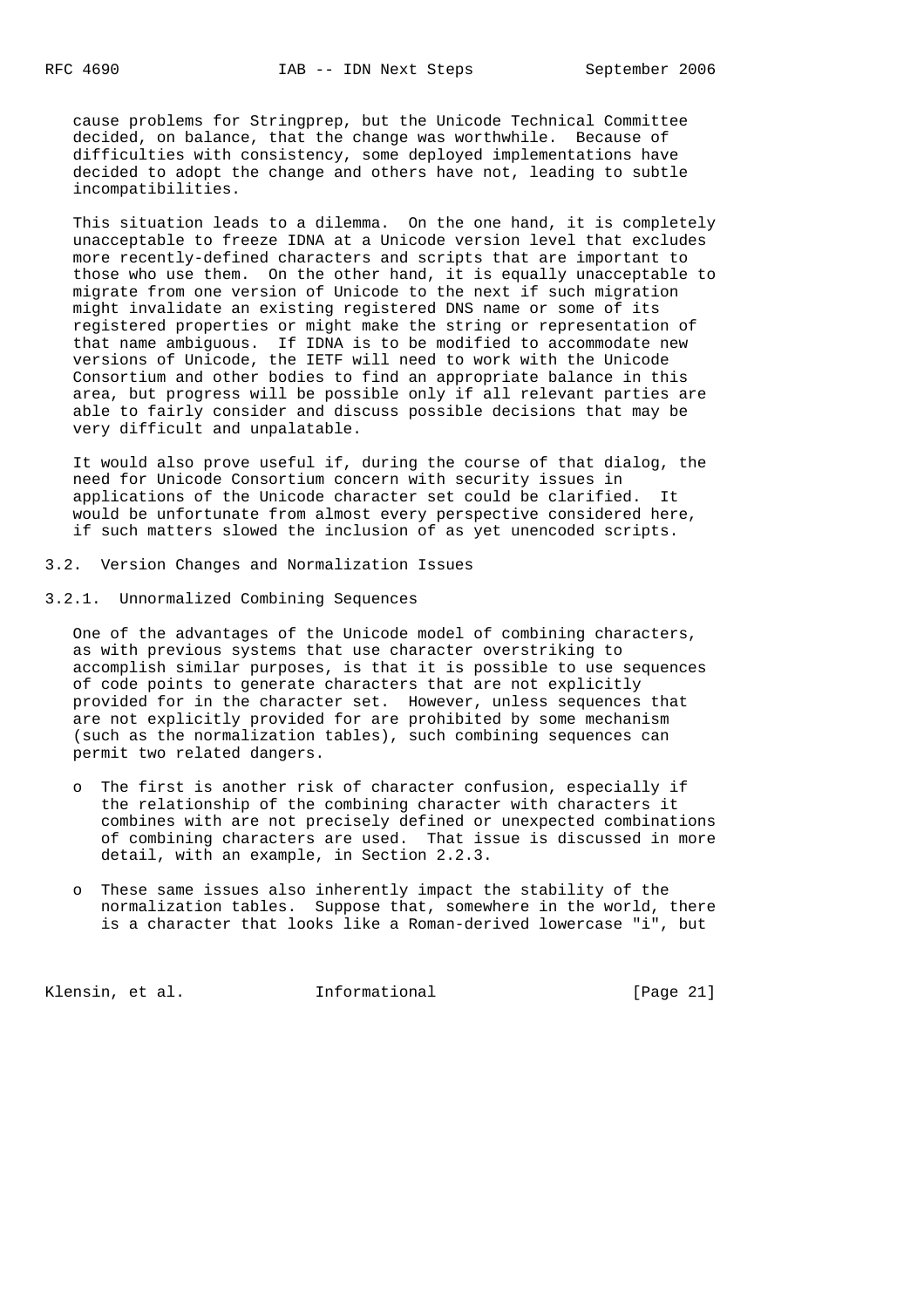cause problems for Stringprep, but the Unicode Technical Committee decided, on balance, that the change was worthwhile. Because of difficulties with consistency, some deployed implementations have decided to adopt the change and others have not, leading to subtle incompatibilities.

This situation leads to a dilemma. On the one hand, it is completely unacceptable to freeze IDNA at a Unicode version level that excludes more recently-defined characters and scripts that are important to those who use them. On the other hand, it is equally unacceptable to migrate from one version of Unicode to the next if such migration might invalidate an existing registered DNS name or some of its registered properties or might make the string or representation of that name ambiguous. If IDNA is to be modified to accommodate new versions of Unicode, the IETF will need to work with the Unicode Consortium and other bodies to find an appropriate balance in this area, but progress will be possible only if all relevant parties are able to fairly consider and discuss possible decisions that may be very difficult and unpalatable.

It would also prove useful if, during the course of that dialog, the need for Unicode Consortium concern with security issues in applications of the Unicode character set could be clarified. It would be unfortunate from almost every perspective considered here, if such matters slowed the inclusion of as yet unencoded scripts.

### 3.2. Version Changes and Normalization Issues

#### 3.2.1. Unnormalized Combining Sequences

One of the advantages of the Unicode model of combining characters, as with previous systems that use character overstriking to accomplish similar purposes, is that it is possible to use sequences of code points to generate characters that are not explicitly provided for in the character set. However, unless sequences that are not explicitly provided for are prohibited by some mechanism (such as the normalization tables), such combining sequences can permit two related dangers.

- The first is another risk of character confusion, especially if the relationship of the combining character with characters it combines with are not precisely defined or unexpected combinations of combining characters are used. That issue is discussed in more detail, with an example, in Section 2.2.3.

- These same issues also inherently impact the stability of the normalization tables. Suppose that, somewhere in the world, there is a character that looks like a Roman-derived lowercase "i", but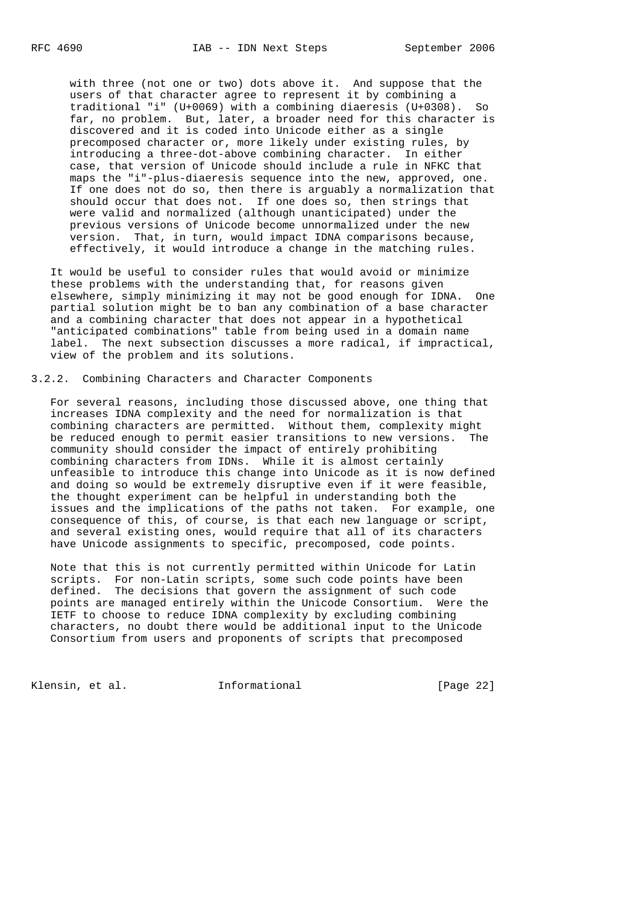with three (not one or two) dots above it. And suppose that the users of that character agree to represent it by combining a traditional "i" (U+0069) with a combining diaeresis (U+0308). So far, no problem. But, later, a broader need for this character is discovered and it is coded into Unicode either as a single precomposed character or, more likely under existing rules, by introducing a three-dot-above combining character. In either case, that version of Unicode should include a rule in NFKC that maps the "i"-plus-diaeresis sequence into the new, approved, one. If one does not do so, then there is arguably a normalization that should occur that does not. If one does so, then strings that were valid and normalized (although unanticipated) under the previous versions of Unicode become unnormalized under the new version. That, in turn, would impact IDNA comparisons because, effectively, it would introduce a change in the matching rules.

It would be useful to consider rules that would avoid or minimize these problems with the understanding that, for reasons given elsewhere, simply minimizing it may not be good enough for IDNA. One partial solution might be to ban any combination of a base character and a combining character that does not appear in a hypothetical "anticipated combinations" table from being used in a domain name label. The next subsection discusses a more radical, if impractical, view of the problem and its solutions.

### 3.2.2. Combining Characters and Character Components

For several reasons, including those discussed above, one thing that increases IDNA complexity and the need for normalization is that combining characters are permitted. Without them, complexity might be reduced enough to permit easier transitions to new versions. The community should consider the impact of entirely prohibiting combining characters from IDNs. While it is almost certainly unfeasible to introduce this change into Unicode as it is now defined and doing so would be extremely disruptive even if it were feasible, the thought experiment can be helpful in understanding both the issues and the implications of the paths not taken. For example, one consequence of this, of course, is that each new language or script, and several existing ones, would require that all of its characters have Unicode assignments to specific, precomposed, code points.

Note that this is not currently permitted within Unicode for Latin scripts. For non-Latin scripts, some such code points have been defined. The decisions that govern the assignment of such code points are managed entirely within the Unicode Consortium. Were the IETF to choose to reduce IDNA complexity by excluding combining characters, no doubt there would be additional input to the Unicode Consortium from users and proponents of scripts that precomposed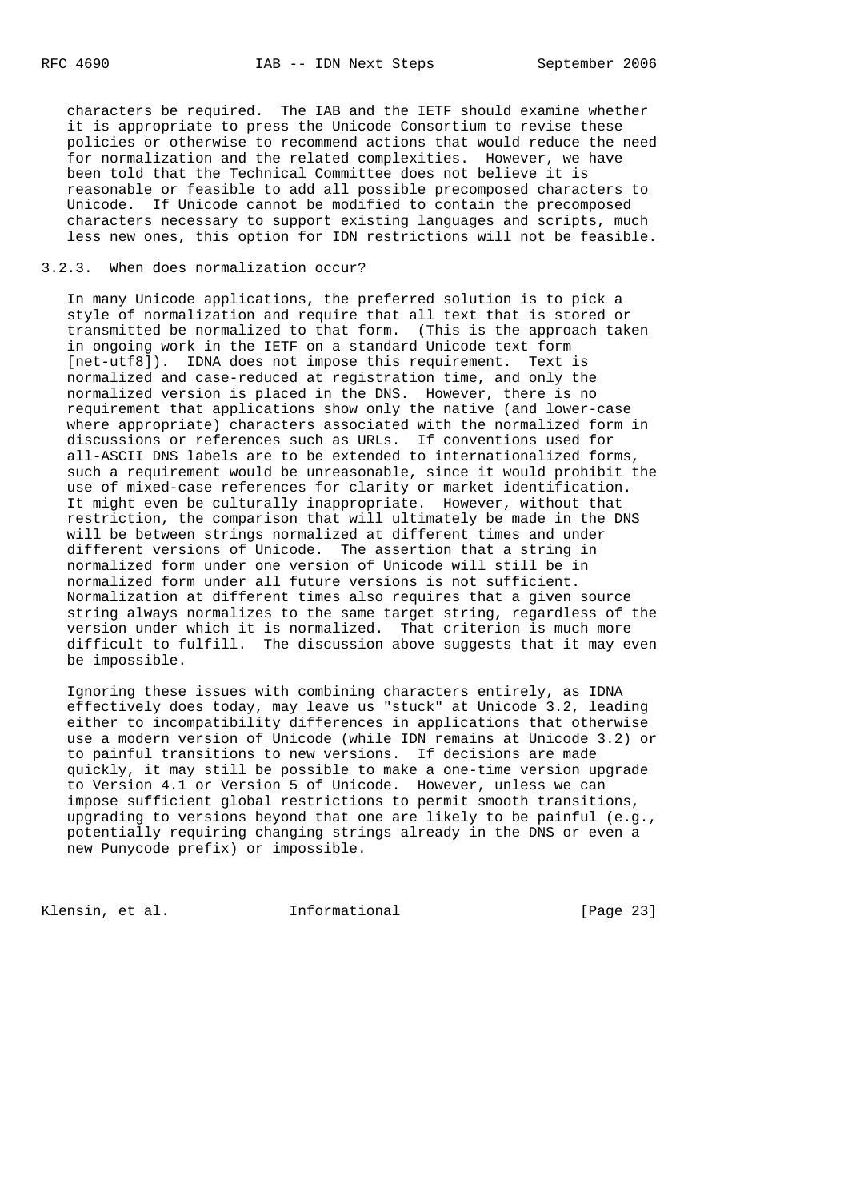characters be required. The IAB and the IETF should examine whether it is appropriate to press the Unicode Consortium to revise these policies or otherwise to recommend actions that would reduce the need for normalization and the related complexities. However, we have been told that the Technical Committee does not believe it is reasonable or feasible to add all possible precomposed characters to Unicode. If Unicode cannot be modified to contain the precomposed characters necessary to support existing languages and scripts, much less new ones, this option for IDN restrictions will not be feasible.

### 3.2.3. When does normalization occur?

In many Unicode applications, the preferred solution is to pick a style of normalization and require that all text that is stored or transmitted be normalized to that form. (This is the approach taken in ongoing work in the IETF on a standard Unicode text form [net-utf8]). IDNA does not impose this requirement. Text is normalized and case-reduced at registration time, and only the normalized version is placed in the DNS. However, there is no requirement that applications show only the native (and lower-case where appropriate) characters associated with the normalized form in discussions or references such as URLs. If conventions used for all-ASCII DNS labels are to be extended to internationalized forms, such a requirement would be unreasonable, since it would prohibit the use of mixed-case references for clarity or market identification. It might even be culturally inappropriate. However, without that restriction, the comparison that will ultimately be made in the DNS will be between strings normalized at different times and under different versions of Unicode. The assertion that a string in normalized form under one version of Unicode will still be in normalized form under all future versions is not sufficient. Normalization at different times also requires that a given source string always normalizes to the same target string, regardless of the version under which it is normalized. That criterion is much more difficult to fulfill. The discussion above suggests that it may even be impossible.

Ignoring these issues with combining characters entirely, as IDNA effectively does today, may leave us "stuck" at Unicode 3.2, leading either to incompatibility differences in applications that otherwise use a modern version of Unicode (while IDN remains at Unicode 3.2) or to painful transitions to new versions. If decisions are made quickly, it may still be possible to make a one-time version upgrade to Version 4.1 or Version 5 of Unicode. However, unless we can impose sufficient global restrictions to permit smooth transitions, upgrading to versions beyond that one are likely to be painful (e.g., potentially requiring changing strings already in the DNS or even a new Punycode prefix) or impossible.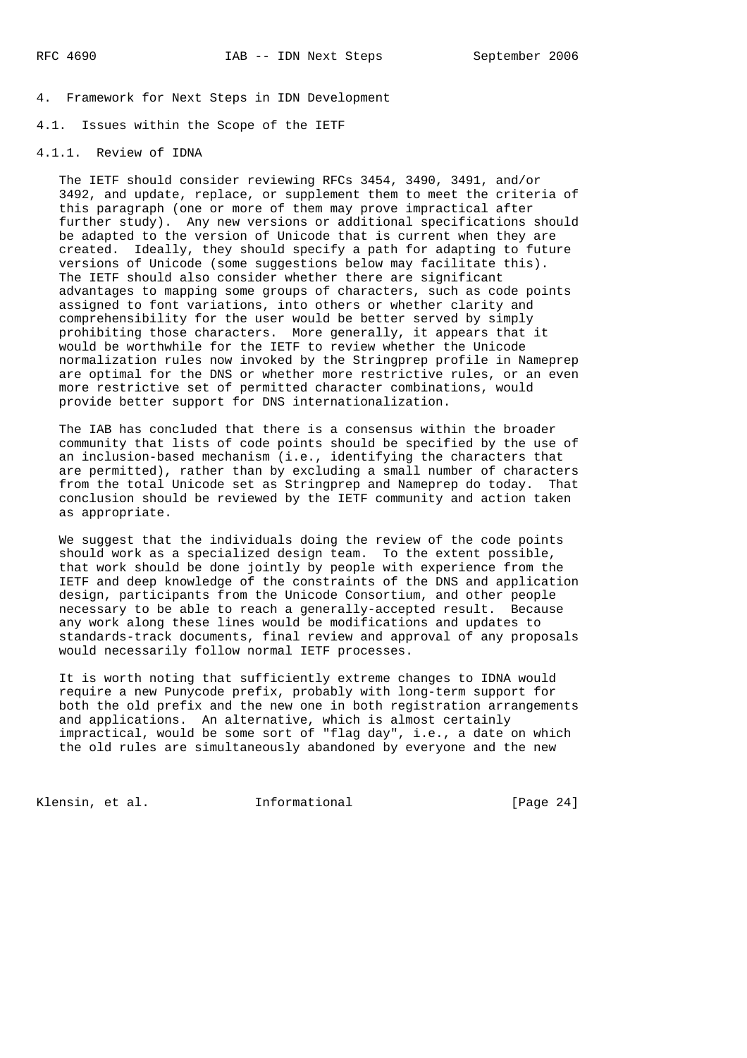# 4. Framework for Next Steps in IDN Development

## 4.1. Issues within the Scope of the IETF

### 4.1.1. Review of IDNA

The IETF should consider reviewing RFCs 3454, 3490, 3491, and/or 3492, and update, replace, or supplement them to meet the criteria of this paragraph (one or more of them may prove impractical after further study). Any new versions or additional specifications should be adapted to the version of Unicode that is current when they are created. Ideally, they should specify a path for adapting to future versions of Unicode (some suggestions below may facilitate this). The IETF should also consider whether there are significant advantages to mapping some groups of characters, such as code points assigned to font variations, into others or whether clarity and comprehensibility for the user would be better served by simply prohibiting those characters. More generally, it appears that it would be worthwhile for the IETF to review whether the Unicode normalization rules now invoked by the Stringprep profile in Nameprep are optimal for the DNS or whether more restrictive rules, or an even more restrictive set of permitted character combinations, would provide better support for DNS internationalization.

The IAB has concluded that there is a consensus within the broader community that lists of code points should be specified by the use of an inclusion-based mechanism (i.e., identifying the characters that are permitted), rather than by excluding a small number of characters from the total Unicode set as Stringprep and Nameprep do today. That conclusion should be reviewed by the IETF community and action taken as appropriate.

We suggest that the individuals doing the review of the code points should work as a specialized design team. To the extent possible, that work should be done jointly by people with experience from the IETF and deep knowledge of the constraints of the DNS and application design, participants from the Unicode Consortium, and other people necessary to be able to reach a generally-accepted result. Because any work along these lines would be modifications and updates to standards-track documents, final review and approval of any proposals would necessarily follow normal IETF processes.

It is worth noting that sufficiently extreme changes to IDNA would require a new Punycode prefix, probably with long-term support for both the old prefix and the new one in both registration arrangements and applications. An alternative, which is almost certainly impractical, would be some sort of "flag day", i.e., a date on which the old rules are simultaneously abandoned by everyone and the new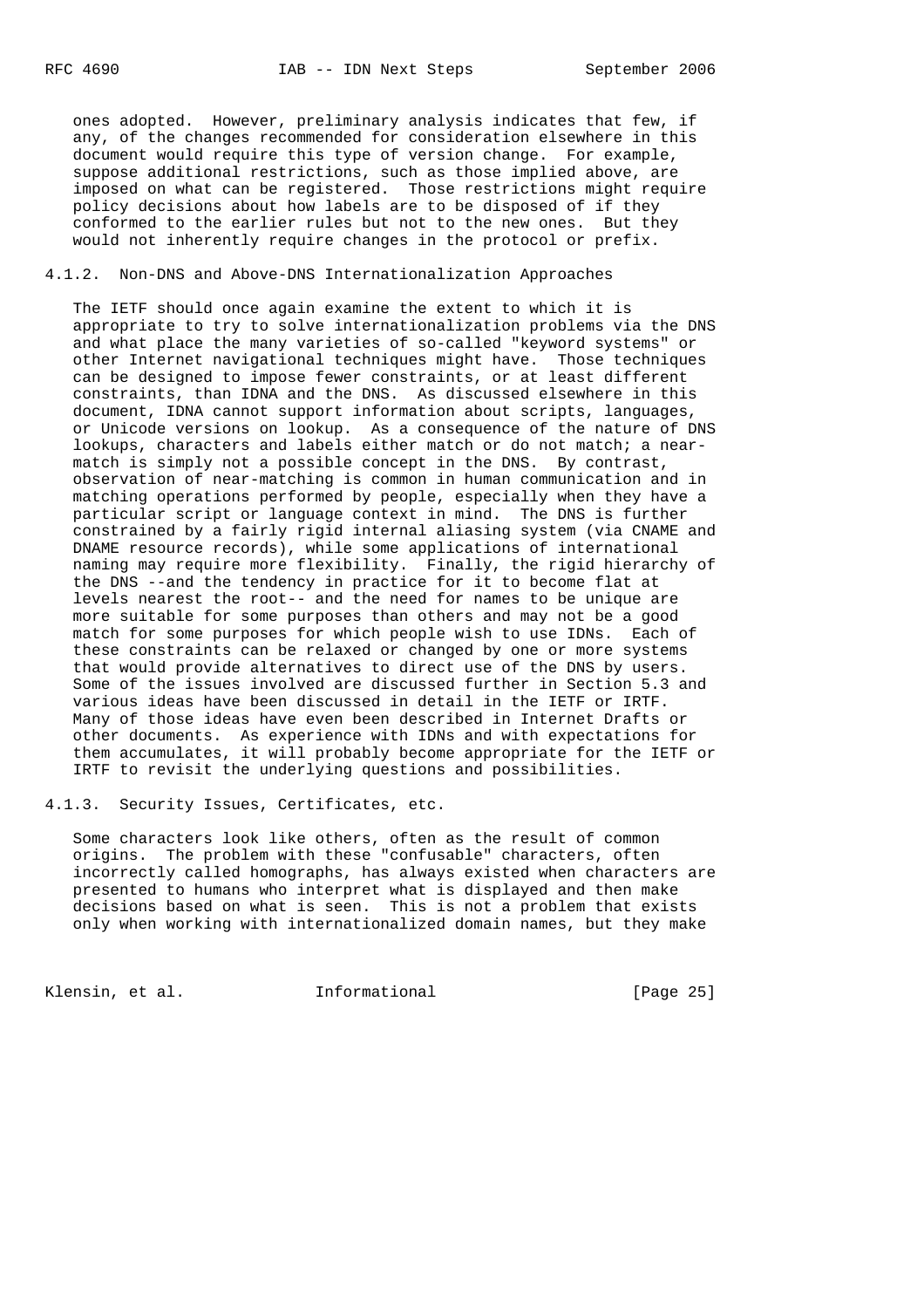ones adopted. However, preliminary analysis indicates that few, if any, of the changes recommended for consideration elsewhere in this document would require this type of version change. For example, suppose additional restrictions, such as those implied above, are imposed on what can be registered. Those restrictions might require policy decisions about how labels are to be disposed of if they conformed to the earlier rules but not to the new ones. But they would not inherently require changes in the protocol or prefix.

#### 4.1.2. Non-DNS and Above-DNS Internationalization Approaches

The IETF should once again examine the extent to which it is appropriate to try to solve internationalization problems via the DNS and what place the many varieties of so-called "keyword systems" or other Internet navigational techniques might have. Those techniques can be designed to impose fewer constraints, or at least different constraints, than IDNA and the DNS. As discussed elsewhere in this document, IDNA cannot support information about scripts, languages, or Unicode versions on lookup. As a consequence of the nature of DNS lookups, characters and labels either match or do not match; a near-match is simply not a possible concept in the DNS. By contrast, observation of near-matching is common in human communication and in matching operations performed by people, especially when they have a particular script or language context in mind. The DNS is further constrained by a fairly rigid internal aliasing system (via CNAME and DNAME resource records), while some applications of international naming may require more flexibility. Finally, the rigid hierarchy of the DNS --and the tendency in practice for it to become flat at levels nearest the root-- and the need for names to be unique are more suitable for some purposes than others and may not be a good match for some purposes for which people wish to use IDNs. Each of these constraints can be relaxed or changed by one or more systems that would provide alternatives to direct use of the DNS by users. Some of the issues involved are discussed further in Section 5.3 and various ideas have been discussed in detail in the IETF or IRTF. Many of those ideas have even been described in Internet Drafts or other documents. As experience with IDNs and with expectations for them accumulates, it will probably become appropriate for the IETF or IRTF to revisit the underlying questions and possibilities.

#### 4.1.3. Security Issues, Certificates, etc.

Some characters look like others, often as the result of common origins. The problem with these "confusable" characters, often incorrectly called homographs, has always existed when characters are presented to humans who interpret what is displayed and then make decisions based on what is seen. This is not a problem that exists only when working with internationalized domain names, but they make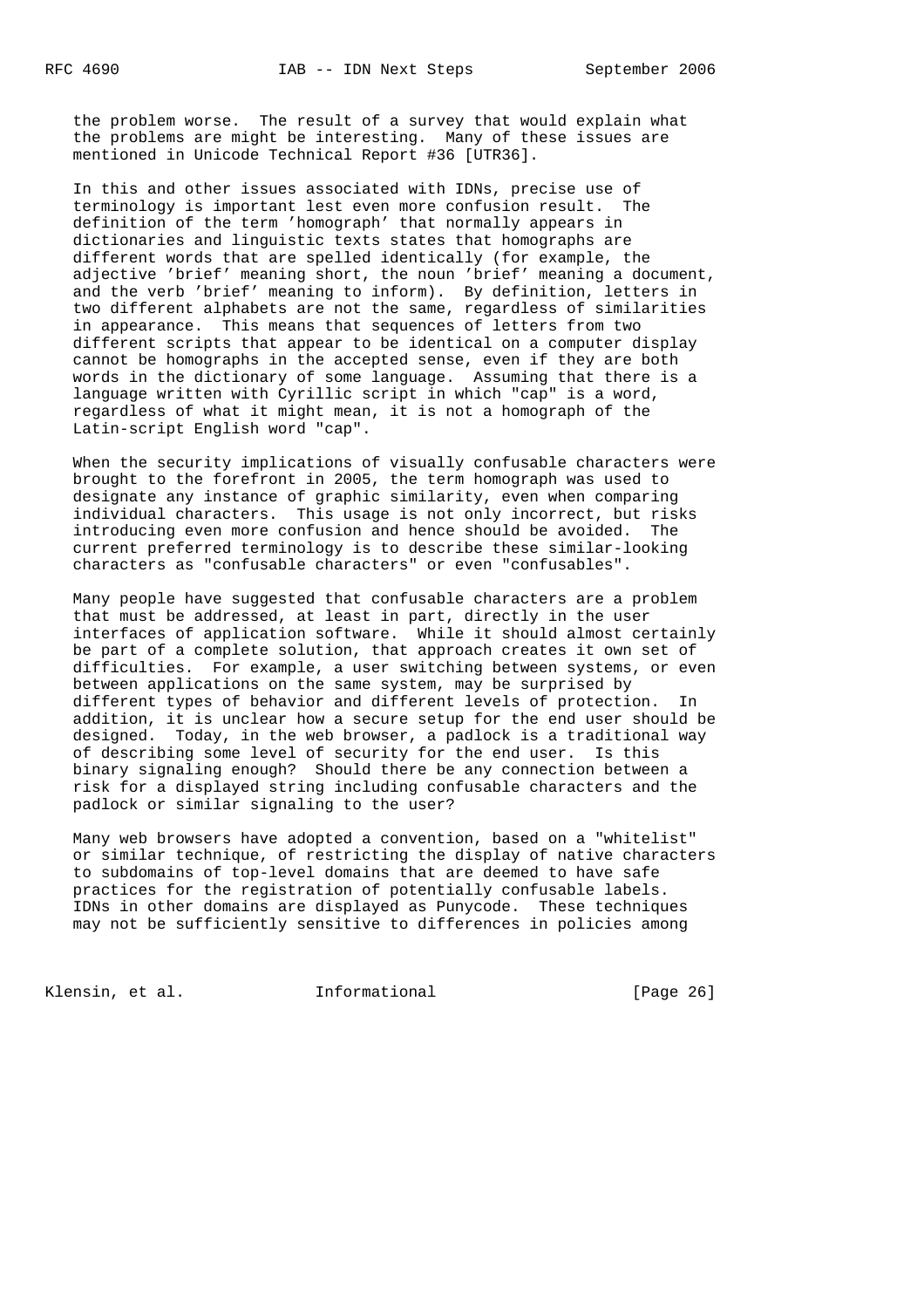the problem worse. The result of a survey that would explain what the problems are might be interesting. Many of these issues are mentioned in Unicode Technical Report #36 [UTR36].

In this and other issues associated with IDNs, precise use of terminology is important lest even more confusion result. The definition of the term 'homograph' that normally appears in dictionaries and linguistic texts states that homographs are different words that are spelled identically (for example, the adjective 'brief' meaning short, the noun 'brief' meaning a document, and the verb 'brief' meaning to inform). By definition, letters in two different alphabets are not the same, regardless of similarities in appearance. This means that sequences of letters from two different scripts that appear to be identical on a computer display cannot be homographs in the accepted sense, even if they are both words in the dictionary of some language. Assuming that there is a language written with Cyrillic script in which "cap" is a word, regardless of what it might mean, it is not a homograph of the Latin-script English word "cap".

When the security implications of visually confusable characters were brought to the forefront in 2005, the term homograph was used to designate any instance of graphic similarity, even when comparing individual characters. This usage is not only incorrect, but risks introducing even more confusion and hence should be avoided. The current preferred terminology is to describe these similar-looking characters as "confusable characters" or even "confusables".

Many people have suggested that confusable characters are a problem that must be addressed, at least in part, directly in the user interfaces of application software. While it should almost certainly be part of a complete solution, that approach creates it own set of difficulties. For example, a user switching between systems, or even between applications on the same system, may be surprised by different types of behavior and different levels of protection. In addition, it is unclear how a secure setup for the end user should be designed. Today, in the web browser, a padlock is a traditional way of describing some level of security for the end user. Is this binary signaling enough? Should there be any connection between a risk for a displayed string including confusable characters and the padlock or similar signaling to the user?

Many web browsers have adopted a convention, based on a "whitelist" or similar technique, of restricting the display of native characters to subdomains of top-level domains that are deemed to have safe practices for the registration of potentially confusable labels. IDNs in other domains are displayed as Punycode. These techniques may not be sufficiently sensitive to differences in policies among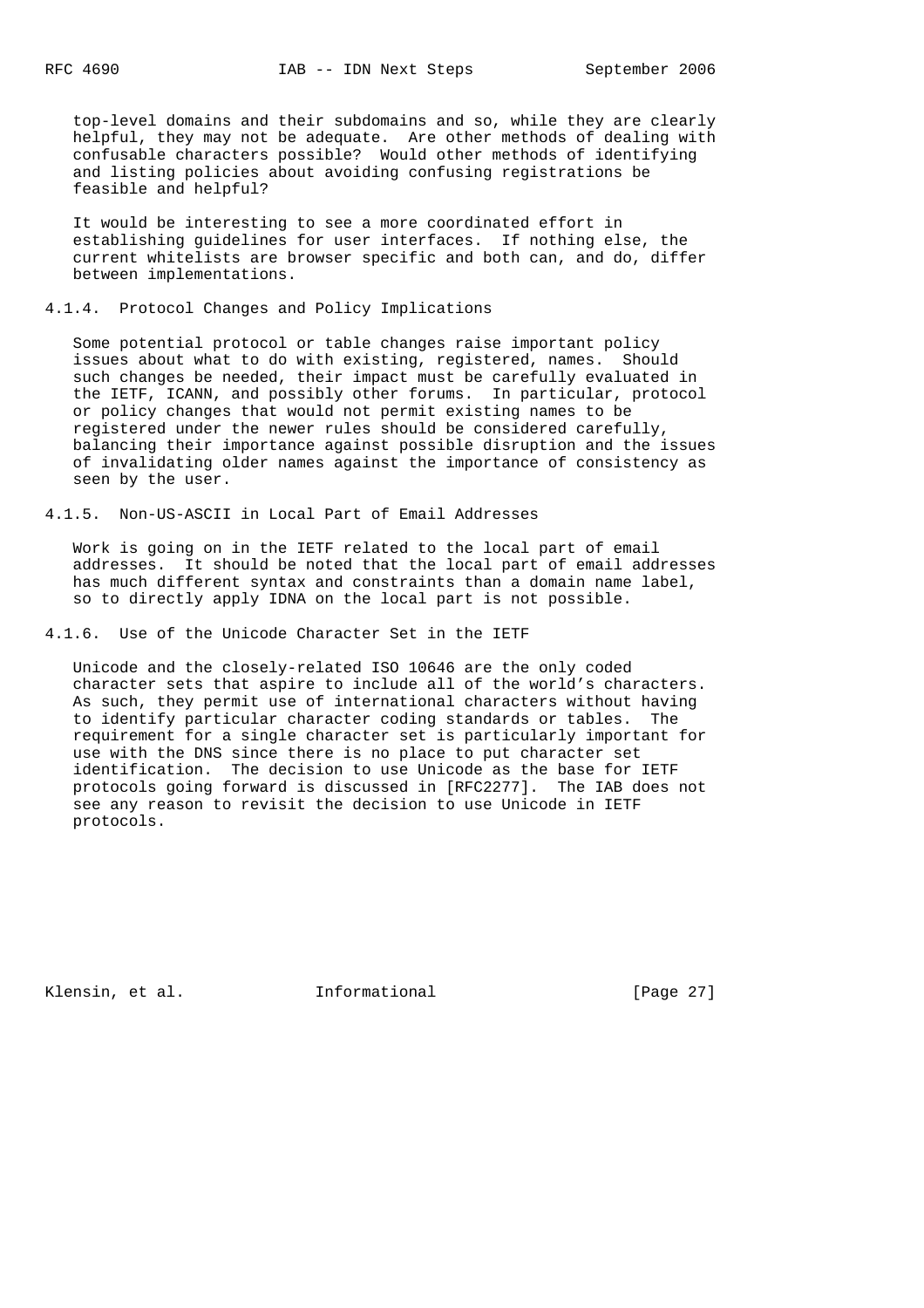top-level domains and their subdomains and so, while they are clearly helpful, they may not be adequate. Are other methods of dealing with confusable characters possible? Would other methods of identifying and listing policies about avoiding confusing registrations be feasible and helpful?

It would be interesting to see a more coordinated effort in establishing guidelines for user interfaces. If nothing else, the current whitelists are browser specific and both can, and do, differ between implementations.

#### 4.1.4. Protocol Changes and Policy Implications

Some potential protocol or table changes raise important policy issues about what to do with existing, registered, names. Should such changes be needed, their impact must be carefully evaluated in the IETF, ICANN, and possibly other forums. In particular, protocol or policy changes that would not permit existing names to be registered under the newer rules should be considered carefully, balancing their importance against possible disruption and the issues of invalidating older names against the importance of consistency as seen by the user.

#### 4.1.5. Non-US-ASCII in Local Part of Email Addresses

Work is going on in the IETF related to the local part of email addresses. It should be noted that the local part of email addresses has much different syntax and constraints than a domain name label, so to directly apply IDNA on the local part is not possible.

#### 4.1.6. Use of the Unicode Character Set in the IETF

Unicode and the closely-related ISO 10646 are the only coded character sets that aspire to include all of the world's characters. As such, they permit use of international characters without having to identify particular character coding standards or tables. The requirement for a single character set is particularly important for use with the DNS since there is no place to put character set identification. The decision to use Unicode as the base for IETF protocols going forward is discussed in [RFC2277]. The IAB does not see any reason to revisit the decision to use Unicode in IETF protocols.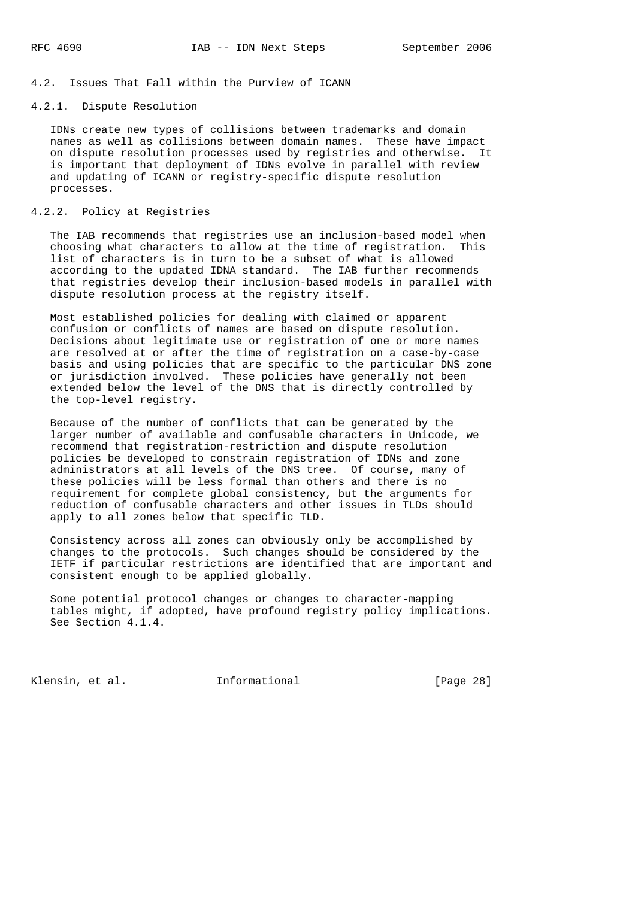### 4.2. Issues That Fall within the Purview of ICANN

#### 4.2.1. Dispute Resolution

IDNs create new types of collisions between trademarks and domain names as well as collisions between domain names. These have impact on dispute resolution processes used by registries and otherwise. It is important that deployment of IDNs evolve in parallel with review and updating of ICANN or registry-specific dispute resolution processes.

#### 4.2.2. Policy at Registries

The IAB recommends that registries use an inclusion-based model when choosing what characters to allow at the time of registration. This list of characters is in turn to be a subset of what is allowed according to the updated IDNA standard. The IAB further recommends that registries develop their inclusion-based models in parallel with dispute resolution process at the registry itself.

Most established policies for dealing with claimed or apparent confusion or conflicts of names are based on dispute resolution. Decisions about legitimate use or registration of one or more names are resolved at or after the time of registration on a case-by-case basis and using policies that are specific to the particular DNS zone or jurisdiction involved. These policies have generally not been extended below the level of the DNS that is directly controlled by the top-level registry.

Because of the number of conflicts that can be generated by the larger number of available and confusable characters in Unicode, we recommend that registration-restriction and dispute resolution policies be developed to constrain registration of IDNs and zone administrators at all levels of the DNS tree. Of course, many of these policies will be less formal than others and there is no requirement for complete global consistency, but the arguments for reduction of confusable characters and other issues in TLDs should apply to all zones below that specific TLD.

Consistency across all zones can obviously only be accomplished by changes to the protocols. Such changes should be considered by the IETF if particular restrictions are identified that are important and consistent enough to be applied globally.

Some potential protocol changes or changes to character-mapping tables might, if adopted, have profound registry policy implications. See Section 4.1.4.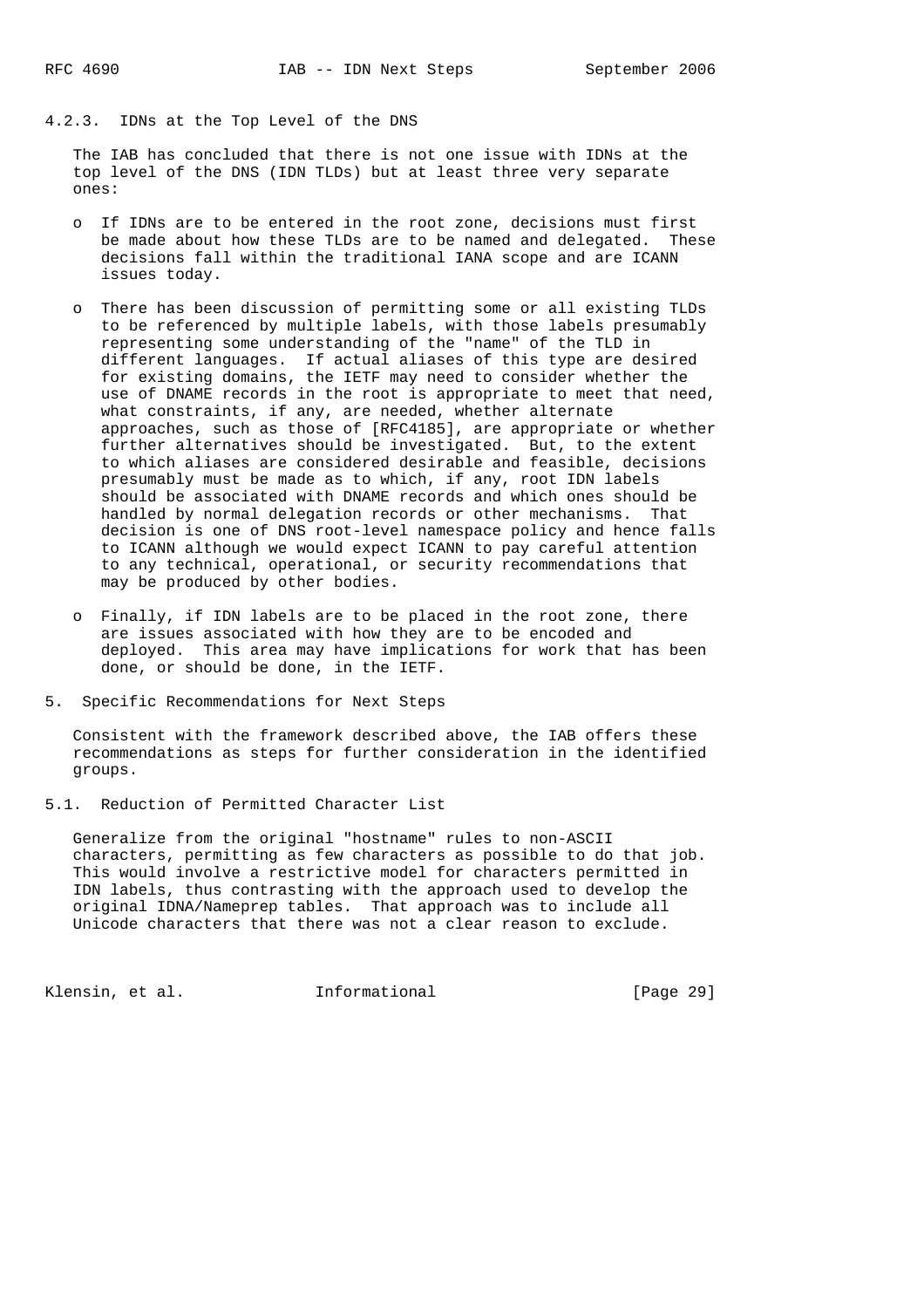#### 4.2.3. IDNs at the Top Level of the DNS

The IAB has concluded that there is not one issue with IDNs at the top level of the DNS (IDN TLDs) but at least three very separate ones:

- If IDNs are to be entered in the root zone, decisions must first be made about how these TLDs are to be named and delegated. These decisions fall within the traditional IANA scope and are ICANN issues today.

- There has been discussion of permitting some or all existing TLDs to be referenced by multiple labels, with those labels presumably representing some understanding of the "name" of the TLD in different languages. If actual aliases of this type are desired for existing domains, the IETF may need to consider whether the use of DNAME records in the root is appropriate to meet that need, what constraints, if any, are needed, whether alternate approaches, such as those of [RFC4185], are appropriate or whether further alternatives should be investigated. But, to the extent to which aliases are considered desirable and feasible, decisions presumably must be made as to which, if any, root IDN labels should be associated with DNAME records and which ones should be handled by normal delegation records or other mechanisms. That decision is one of DNS root-level namespace policy and hence falls to ICANN although we would expect ICANN to pay careful attention to any technical, operational, or security recommendations that may be produced by other bodies.

- Finally, if IDN labels are to be placed in the root zone, there are issues associated with how they are to be encoded and deployed. This area may have implications for work that has been done, or should be done, in the IETF.

## 5. Specific Recommendations for Next Steps

Consistent with the framework described above, the IAB offers these recommendations as steps for further consideration in the identified groups.

### 5.1. Reduction of Permitted Character List

Generalize from the original "hostname" rules to non-ASCII characters, permitting as few characters as possible to do that job. This would involve a restrictive model for characters permitted in IDN labels, thus contrasting with the approach used to develop the original IDNA/Nameprep tables. That approach was to include all Unicode characters that there was not a clear reason to exclude.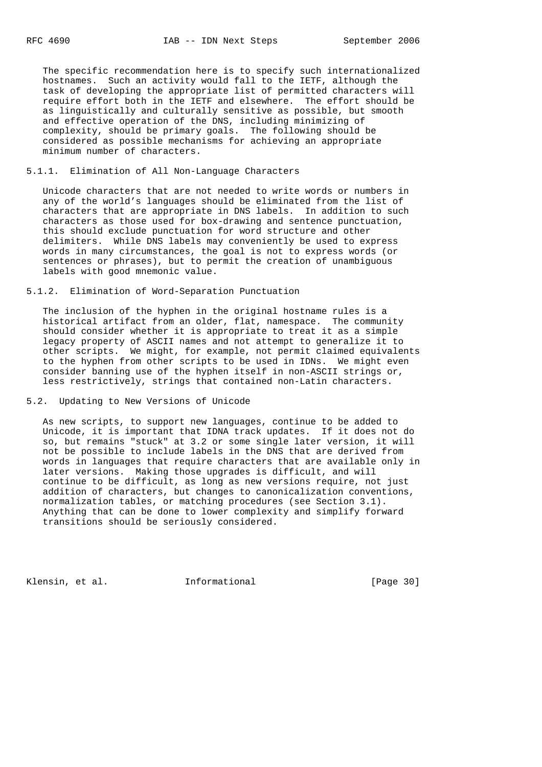The specific recommendation here is to specify such internationalized hostnames. Such an activity would fall to the IETF, although the task of developing the appropriate list of permitted characters will require effort both in the IETF and elsewhere. The effort should be as linguistically and culturally sensitive as possible, but smooth and effective operation of the DNS, including minimizing of complexity, should be primary goals. The following should be considered as possible mechanisms for achieving an appropriate minimum number of characters.

### 5.1.1. Elimination of All Non-Language Characters

Unicode characters that are not needed to write words or numbers in any of the world's languages should be eliminated from the list of characters that are appropriate in DNS labels. In addition to such characters as those used for box-drawing and sentence punctuation, this should exclude punctuation for word structure and other delimiters. While DNS labels may conveniently be used to express words in many circumstances, the goal is not to express words (or sentences or phrases), but to permit the creation of unambiguous labels with good mnemonic value.

### 5.1.2. Elimination of Word-Separation Punctuation

The inclusion of the hyphen in the original hostname rules is a historical artifact from an older, flat, namespace. The community should consider whether it is appropriate to treat it as a simple legacy property of ASCII names and not attempt to generalize it to other scripts. We might, for example, not permit claimed equivalents to the hyphen from other scripts to be used in IDNs. We might even consider banning use of the hyphen itself in non-ASCII strings or, less restrictively, strings that contained non-Latin characters.

## 5.2. Updating to New Versions of Unicode

As new scripts, to support new languages, continue to be added to Unicode, it is important that IDNA track updates. If it does not do so, but remains "stuck" at 3.2 or some single later version, it will not be possible to include labels in the DNS that are derived from words in languages that require characters that are available only in later versions. Making those upgrades is difficult, and will continue to be difficult, as long as new versions require, not just addition of characters, but changes to canonicalization conventions, normalization tables, or matching procedures (see Section 3.1). Anything that can be done to lower complexity and simplify forward transitions should be seriously considered.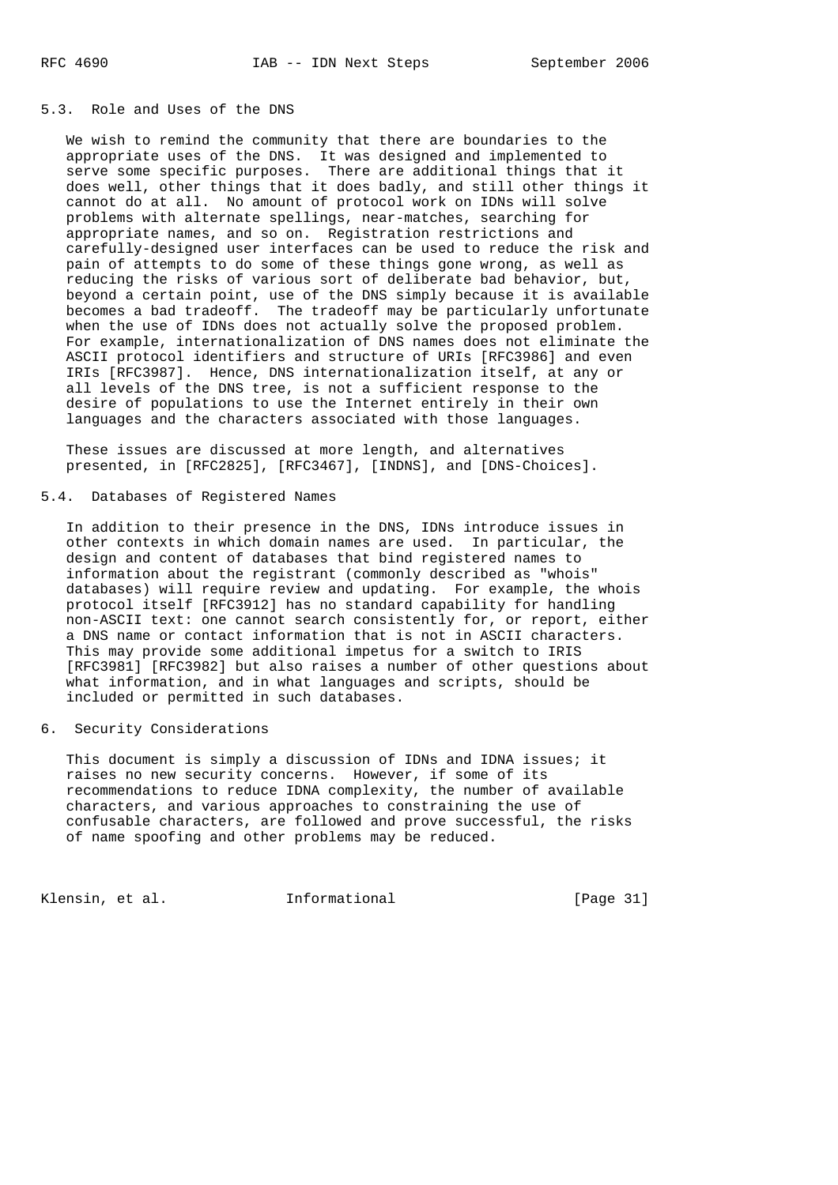### 5.3. Role and Uses of the DNS

We wish to remind the community that there are boundaries to the appropriate uses of the DNS. It was designed and implemented to serve some specific purposes. There are additional things that it does well, other things that it does badly, and still other things it cannot do at all. No amount of protocol work on IDNs will solve problems with alternate spellings, near-matches, searching for appropriate names, and so on. Registration restrictions and carefully-designed user interfaces can be used to reduce the risk and pain of attempts to do some of these things gone wrong, as well as reducing the risks of various sort of deliberate bad behavior, but, beyond a certain point, use of the DNS simply because it is available becomes a bad tradeoff. The tradeoff may be particularly unfortunate when the use of IDNs does not actually solve the proposed problem. For example, internationalization of DNS names does not eliminate the ASCII protocol identifiers and structure of URIs [RFC3986] and even IRIs [RFC3987]. Hence, DNS internationalization itself, at any or all levels of the DNS tree, is not a sufficient response to the desire of populations to use the Internet entirely in their own languages and the characters associated with those languages.

These issues are discussed at more length, and alternatives presented, in [RFC2825], [RFC3467], [INDNS], and [DNS-Choices].

### 5.4. Databases of Registered Names

In addition to their presence in the DNS, IDNs introduce issues in other contexts in which domain names are used. In particular, the design and content of databases that bind registered names to information about the registrant (commonly described as "whois" databases) will require review and updating. For example, the whois protocol itself [RFC3912] has no standard capability for handling non-ASCII text: one cannot search consistently for, or report, either a DNS name or contact information that is not in ASCII characters. This may provide some additional impetus for a switch to IRIS [RFC3981] [RFC3982] but also raises a number of other questions about what information, and in what languages and scripts, should be included or permitted in such databases.

## 6. Security Considerations

This document is simply a discussion of IDNs and IDNA issues; it raises no new security concerns. However, if some of its recommendations to reduce IDNA complexity, the number of available characters, and various approaches to constraining the use of confusable characters, are followed and prove successful, the risks of name spoofing and other problems may be reduced.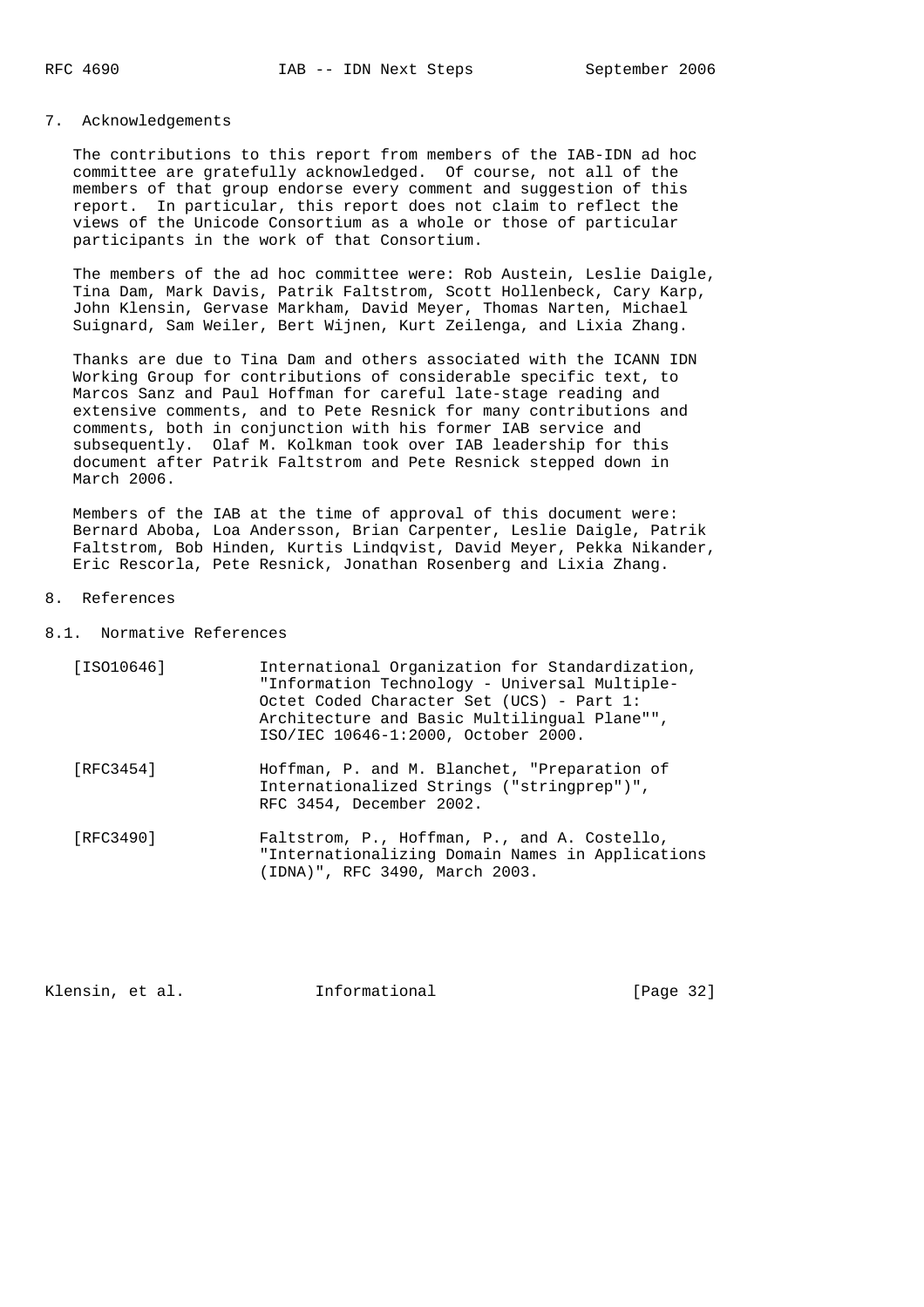## 7. Acknowledgements

The contributions to this report from members of the IAB-IDN ad hoc committee are gratefully acknowledged. Of course, not all of the members of that group endorse every comment and suggestion of this report. In particular, this report does not claim to reflect the views of the Unicode Consortium as a whole or those of particular participants in the work of that Consortium.

The members of the ad hoc committee were: Rob Austein, Leslie Daigle, Tina Dam, Mark Davis, Patrik Faltstrom, Scott Hollenbeck, Cary Karp, John Klensin, Gervase Markham, David Meyer, Thomas Narten, Michael Suignard, Sam Weiler, Bert Wijnen, Kurt Zeilenga, and Lixia Zhang.

Thanks are due to Tina Dam and others associated with the ICANN IDN Working Group for contributions of considerable specific text, to Marcos Sanz and Paul Hoffman for careful late-stage reading and extensive comments, and to Pete Resnick for many contributions and comments, both in conjunction with his former IAB service and subsequently. Olaf M. Kolkman took over IAB leadership for this document after Patrik Faltstrom and Pete Resnick stepped down in March 2006.

Members of the IAB at the time of approval of this document were: Bernard Aboba, Loa Andersson, Brian Carpenter, Leslie Daigle, Patrik Faltstrom, Bob Hinden, Kurtis Lindqvist, David Meyer, Pekka Nikander, Eric Rescorla, Pete Resnick, Jonathan Rosenberg and Lixia Zhang.

## 8. References

### 8.1. Normative References

[ISO10646] International Organization for Standardization, "Information Technology - Universal Multiple-Octet Coded Character Set (UCS) - Part 1: Architecture and Basic Multilingual Plane"", ISO/IEC 10646-1:2000, October 2000.

[RFC3454] Hoffman, P. and M. Blanchet, "Preparation of Internationalized Strings ("stringprep")", RFC 3454, December 2002.

[RFC3490] Faltstrom, P., Hoffman, P., and A. Costello, "Internationalizing Domain Names in Applications (IDNA)", RFC 3490, March 2003.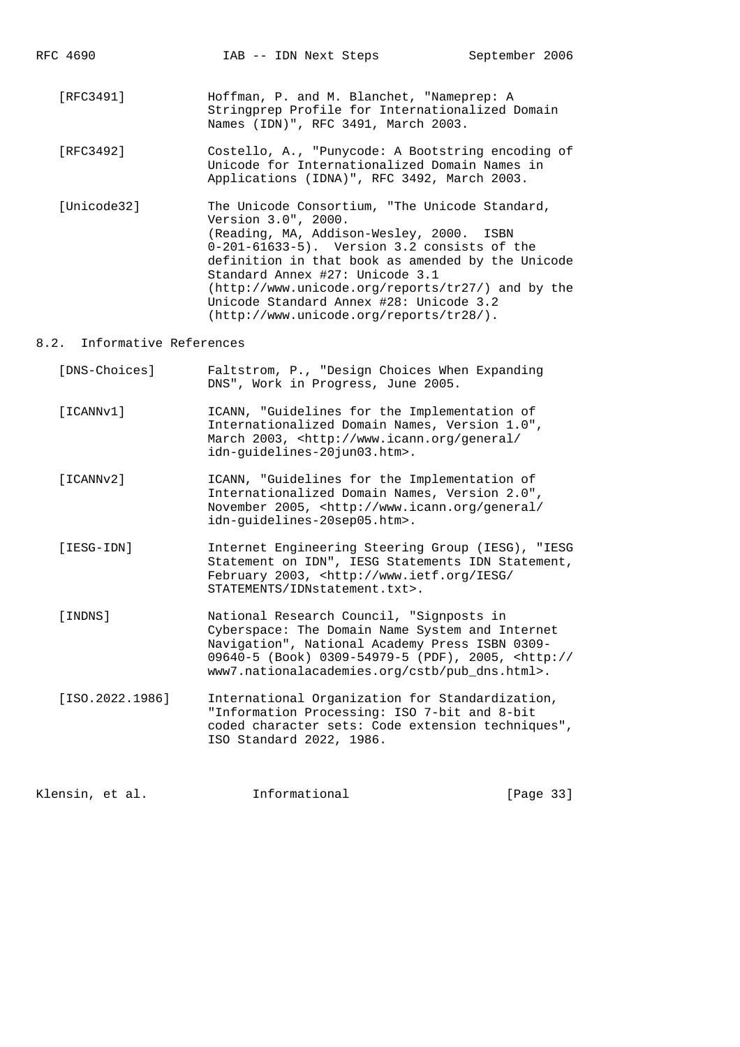[RFC3491] Hoffman, P. and M. Blanchet, "Nameprep: A Stringprep Profile for Internationalized Domain Names (IDN)", RFC 3491, March 2003.

[RFC3492] Costello, A., "Punycode: A Bootstring encoding of Unicode for Internationalized Domain Names in Applications (IDNA)", RFC 3492, March 2003.

[Unicode32] The Unicode Consortium, "The Unicode Standard, Version 3.0", 2000. (Reading, MA, Addison-Wesley, 2000. ISBN 0-201-61633-5). Version 3.2 consists of the definition in that book as amended by the Unicode Standard Annex #27: Unicode 3.1 (http://www.unicode.org/reports/tr27/) and by the Unicode Standard Annex #28: Unicode 3.2 (http://www.unicode.org/reports/tr28/).

## 8.2. Informative References

[DNS-Choices] Faltstrom, P., "Design Choices When Expanding DNS", Work in Progress, June 2005.

[ICANNv1] ICANN, "Guidelines for the Implementation of Internationalized Domain Names, Version 1.0", March 2003, <http://www.icann.org/general/idn-guidelines-20jun03.htm>.

[ICANNv2] ICANN, "Guidelines for the Implementation of Internationalized Domain Names, Version 2.0", November 2005, <http://www.icann.org/general/idn-guidelines-20sep05.htm>.

[IESG-IDN] Internet Engineering Steering Group (IESG), "IESG Statement on IDN", IESG Statements IDN Statement, February 2003, <http://www.ietf.org/IESG/STATEMENTS/IDNstatement.txt>.

[INDNS] National Research Council, "Signposts in Cyberspace: The Domain Name System and Internet Navigation", National Academy Press ISBN 0309-09640-5 (Book) 0309-54979-5 (PDF), 2005, <http://www7.nationalacademies.org/cstb/pub_dns.html>.

[ISO.2022.1986] International Organization for Standardization, "Information Processing: ISO 7-bit and 8-bit coded character sets: Code extension techniques", ISO Standard 2022, 1986.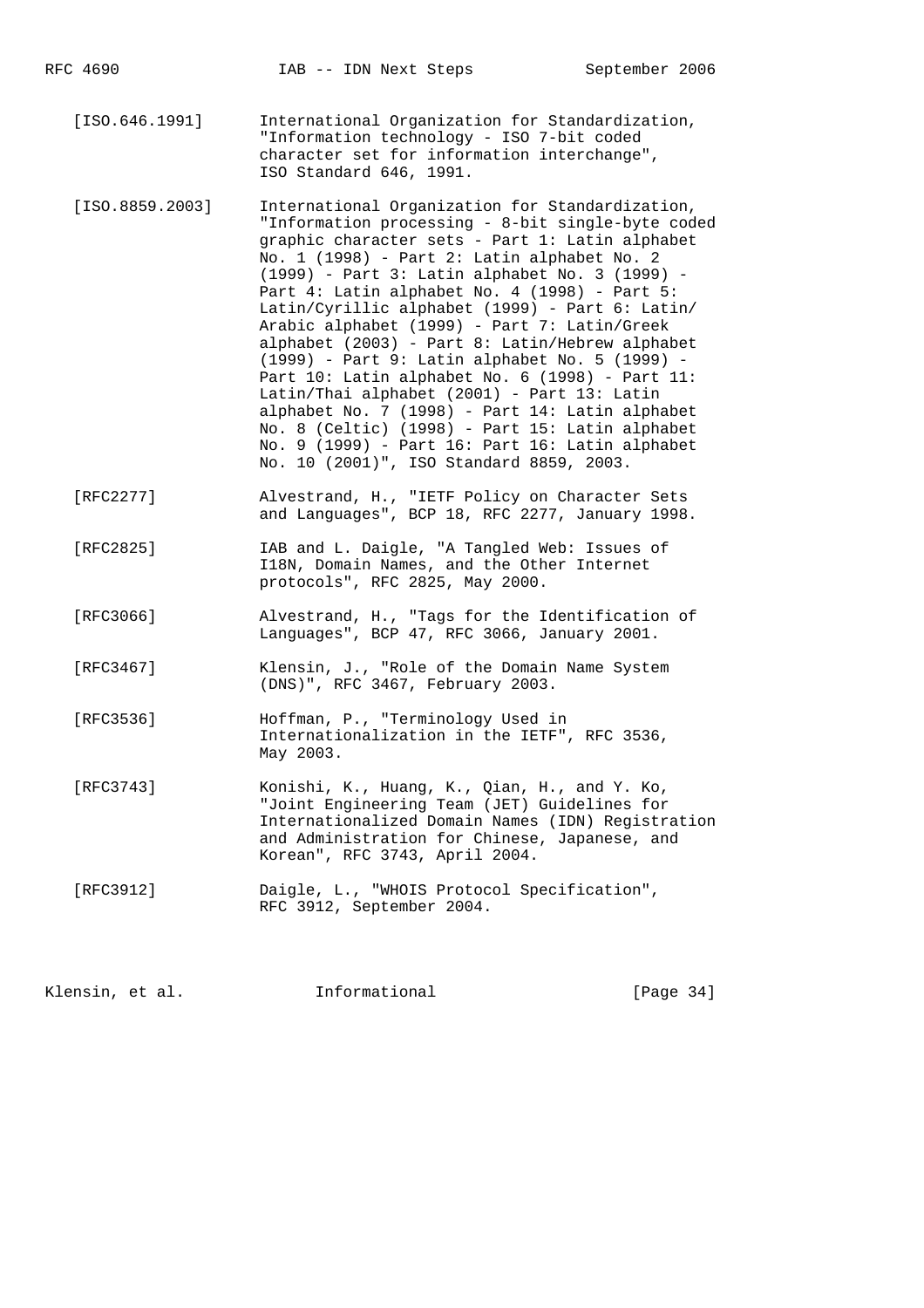[ISO.646.1991] International Organization for Standardization, "Information technology - ISO 7-bit coded character set for information interchange", ISO Standard 646, 1991.

[ISO.8859.2003] International Organization for Standardization, "Information processing - 8-bit single-byte coded graphic character sets - Part 1: Latin alphabet No. 1 (1998) - Part 2: Latin alphabet No. 2 (1999) - Part 3: Latin alphabet No. 3 (1999) - Part 4: Latin alphabet No. 4 (1998) - Part 5: Latin/Cyrillic alphabet (1999) - Part 6: Latin/ Arabic alphabet (1999) - Part 7: Latin/Greek alphabet (2003) - Part 8: Latin/Hebrew alphabet (1999) - Part 9: Latin alphabet No. 5 (1999) - Part 10: Latin alphabet No. 6 (1998) - Part 11: Latin/Thai alphabet (2001) - Part 13: Latin alphabet No. 7 (1998) - Part 14: Latin alphabet No. 8 (Celtic) (1998) - Part 15: Latin alphabet No. 9 (1999) - Part 16: Part 16: Latin alphabet No. 10 (2001)", ISO Standard 8859, 2003.

[RFC2277] Alvestrand, H., "IETF Policy on Character Sets and Languages", BCP 18, RFC 2277, January 1998.

[RFC2825] IAB and L. Daigle, "A Tangled Web: Issues of I18N, Domain Names, and the Other Internet protocols", RFC 2825, May 2000.

[RFC3066] Alvestrand, H., "Tags for the Identification of Languages", BCP 47, RFC 3066, January 2001.

[RFC3467] Klensin, J., "Role of the Domain Name System (DNS)", RFC 3467, February 2003.

[RFC3536] Hoffman, P., "Terminology Used in Internationalization in the IETF", RFC 3536, May 2003.

[RFC3743] Konishi, K., Huang, K., Qian, H., and Y. Ko, "Joint Engineering Team (JET) Guidelines for Internationalized Domain Names (IDN) Registration and Administration for Chinese, Japanese, and Korean", RFC 3743, April 2004.

[RFC3912] Daigle, L., "WHOIS Protocol Specification", RFC 3912, September 2004.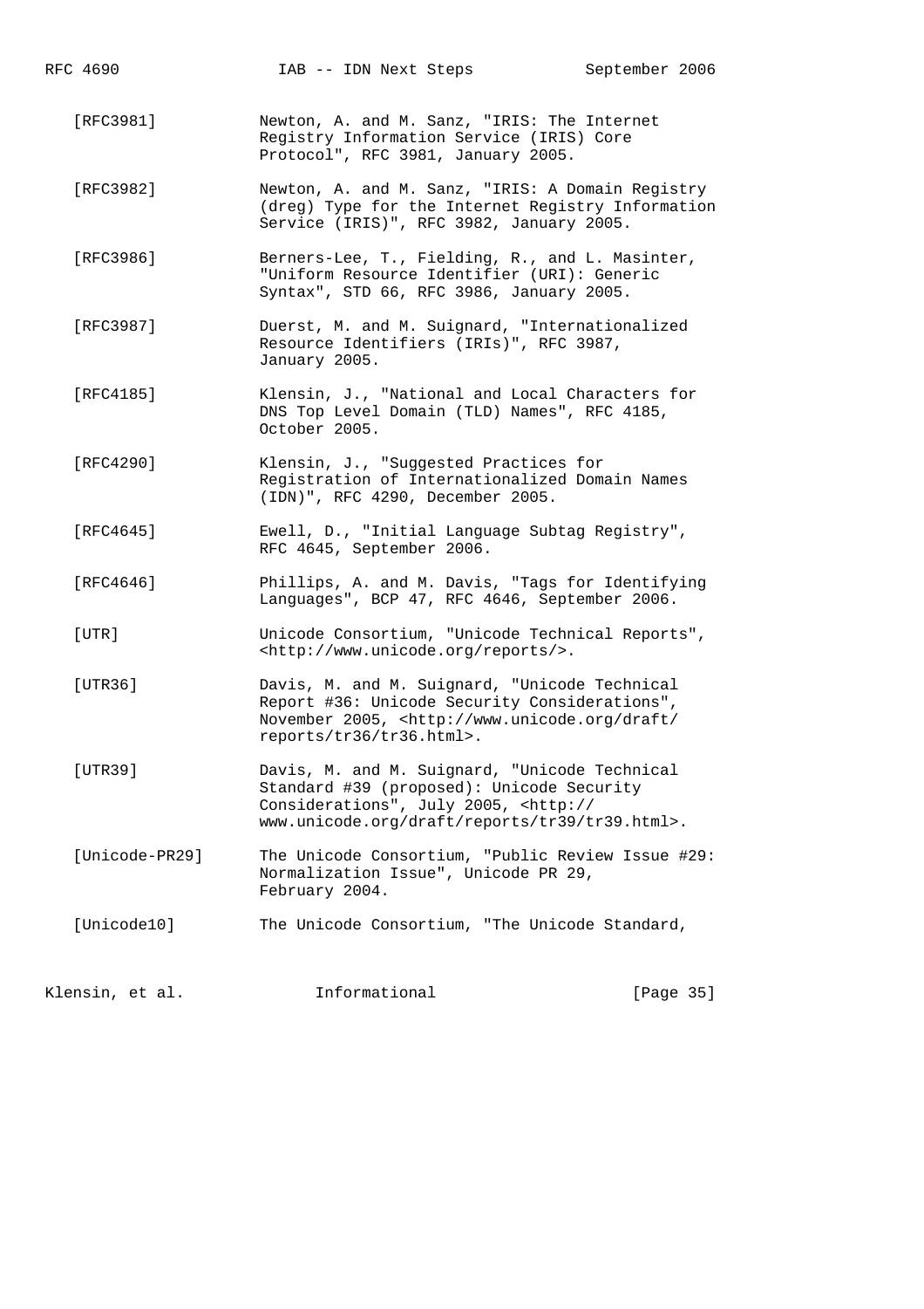[RFC3981] Newton, A. and M. Sanz, "IRIS: The Internet Registry Information Service (IRIS) Core Protocol", RFC 3981, January 2005.

[RFC3982] Newton, A. and M. Sanz, "IRIS: A Domain Registry (dreg) Type for the Internet Registry Information Service (IRIS)", RFC 3982, January 2005.

[RFC3986] Berners-Lee, T., Fielding, R., and L. Masinter, "Uniform Resource Identifier (URI): Generic Syntax", STD 66, RFC 3986, January 2005.

[RFC3987] Duerst, M. and M. Suignard, "Internationalized Resource Identifiers (IRIs)", RFC 3987, January 2005.

[RFC4185] Klensin, J., "National and Local Characters for DNS Top Level Domain (TLD) Names", RFC 4185, October 2005.

[RFC4290] Klensin, J., "Suggested Practices for Registration of Internationalized Domain Names (IDN)", RFC 4290, December 2005.

[RFC4645] Ewell, D., "Initial Language Subtag Registry", RFC 4645, September 2006.

[RFC4646] Phillips, A. and M. Davis, "Tags for Identifying Languages", BCP 47, RFC 4646, September 2006.

[UTR] Unicode Consortium, "Unicode Technical Reports", <http://www.unicode.org/reports/>.

[UTR36] Davis, M. and M. Suignard, "Unicode Technical Report #36: Unicode Security Considerations", November 2005, <http://www.unicode.org/draft/reports/tr36/tr36.html>.

[UTR39] Davis, M. and M. Suignard, "Unicode Technical Standard #39 (proposed): Unicode Security Considerations", July 2005, <http://www.unicode.org/draft/reports/tr39/tr39.html>.

[Unicode-PR29] The Unicode Consortium, "Public Review Issue #29: Normalization Issue", Unicode PR 29, February 2004.

[Unicode10] The Unicode Consortium, "The Unicode Standard,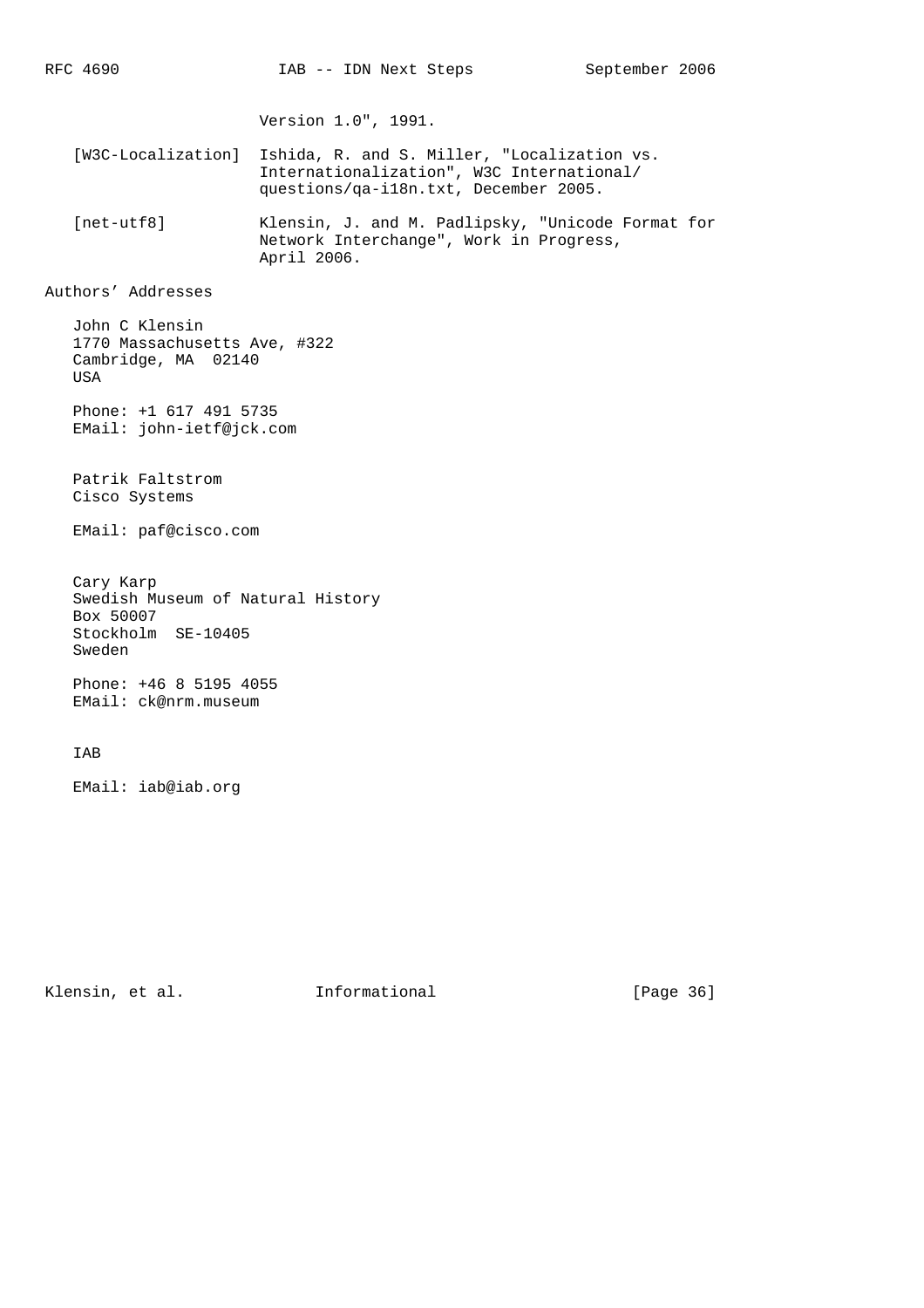Version 1.0", 1991.

[W3C-Localization] Ishida, R. and S. Miller, "Localization vs. Internationalization", W3C International/ questions/qa-i18n.txt, December 2005.

[net-utf8] Klensin, J. and M. Padlipsky, "Unicode Format for Network Interchange", Work in Progress, April 2006.

## Authors' Addresses

John C Klensin
1770 Massachusetts Ave, #322
Cambridge, MA 02140
USA

Phone: +1 617 491 5735
EMail: john-ietf@jck.com

Patrik Faltstrom
Cisco Systems

EMail: paf@cisco.com

Cary Karp
Swedish Museum of Natural History
Box 50007
Stockholm SE-10405
Sweden

Phone: +46 8 5195 4055
EMail: ck@nrm.museum

IAB

EMail: iab@iab.org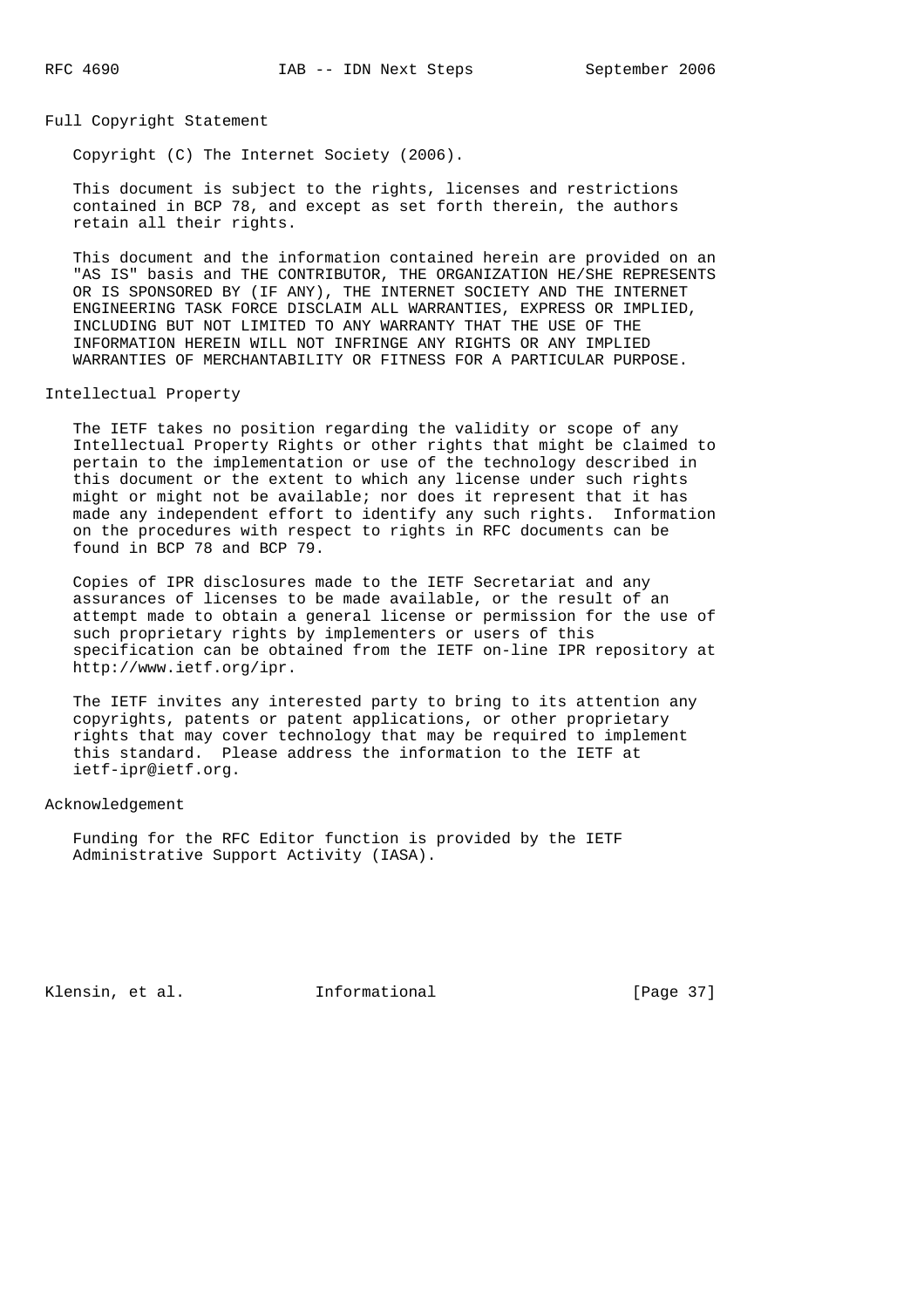## Full Copyright Statement

Copyright (C) The Internet Society (2006).

This document is subject to the rights, licenses and restrictions contained in BCP 78, and except as set forth therein, the authors retain all their rights.

This document and the information contained herein are provided on an "AS IS" basis and THE CONTRIBUTOR, THE ORGANIZATION HE/SHE REPRESENTS OR IS SPONSORED BY (IF ANY), THE INTERNET SOCIETY AND THE INTERNET ENGINEERING TASK FORCE DISCLAIM ALL WARRANTIES, EXPRESS OR IMPLIED, INCLUDING BUT NOT LIMITED TO ANY WARRANTY THAT THE USE OF THE INFORMATION HEREIN WILL NOT INFRINGE ANY RIGHTS OR ANY IMPLIED WARRANTIES OF MERCHANTABILITY OR FITNESS FOR A PARTICULAR PURPOSE.

## Intellectual Property

The IETF takes no position regarding the validity or scope of any Intellectual Property Rights or other rights that might be claimed to pertain to the implementation or use of the technology described in this document or the extent to which any license under such rights might or might not be available; nor does it represent that it has made any independent effort to identify any such rights. Information on the procedures with respect to rights in RFC documents can be found in BCP 78 and BCP 79.

Copies of IPR disclosures made to the IETF Secretariat and any assurances of licenses to be made available, or the result of an attempt made to obtain a general license or permission for the use of such proprietary rights by implementers or users of this specification can be obtained from the IETF on-line IPR repository at http://www.ietf.org/ipr.

The IETF invites any interested party to bring to its attention any copyrights, patents or patent applications, or other proprietary rights that may cover technology that may be required to implement this standard. Please address the information to the IETF at ietf-ipr@ietf.org.

## Acknowledgement

Funding for the RFC Editor function is provided by the IETF Administrative Support Activity (IASA).